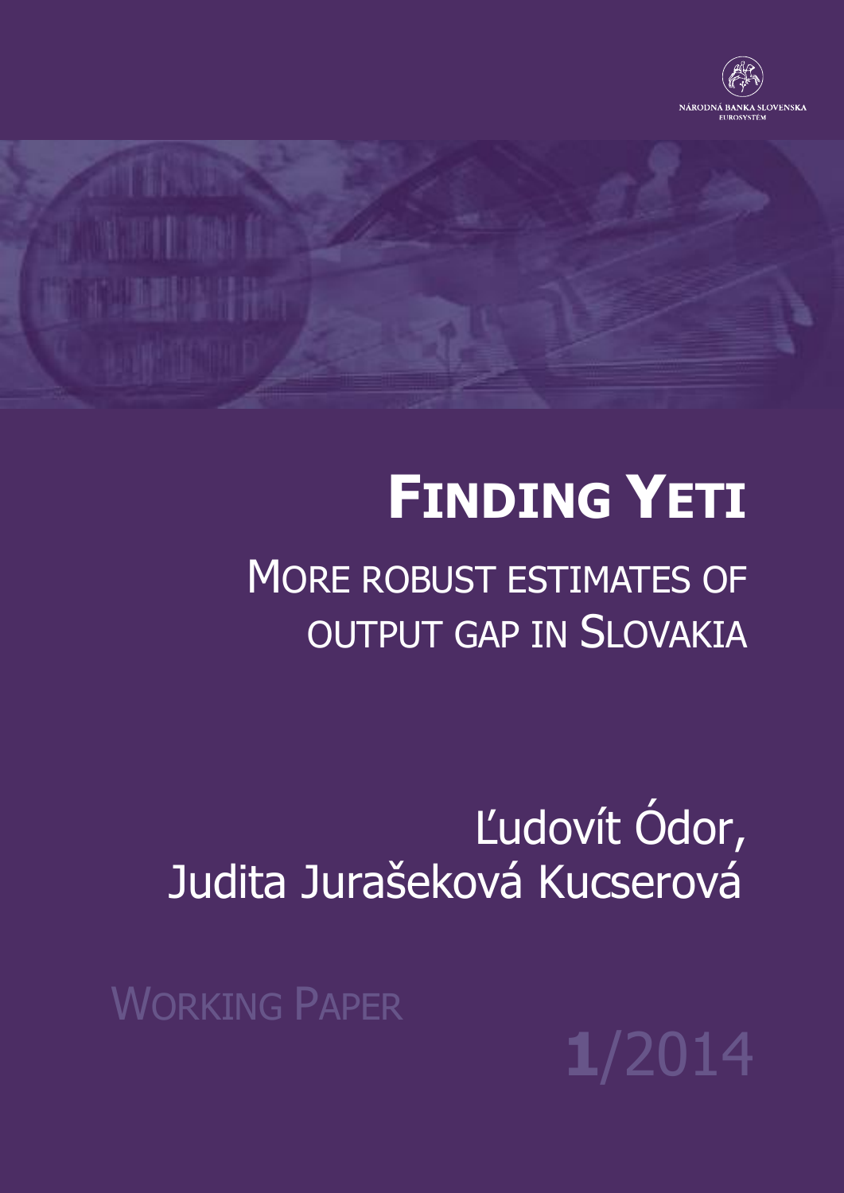NÁRODNÁ BANKA SLOVENSKA
EUROSYSTÉM

# FINDING YETI

## MORE ROBUST ESTIMATES OF OUTPUT GAP IN SLOVAKIA

Ľudovít Ódor,
Judita Jurašeková Kucserová

WORKING PAPER

1/2014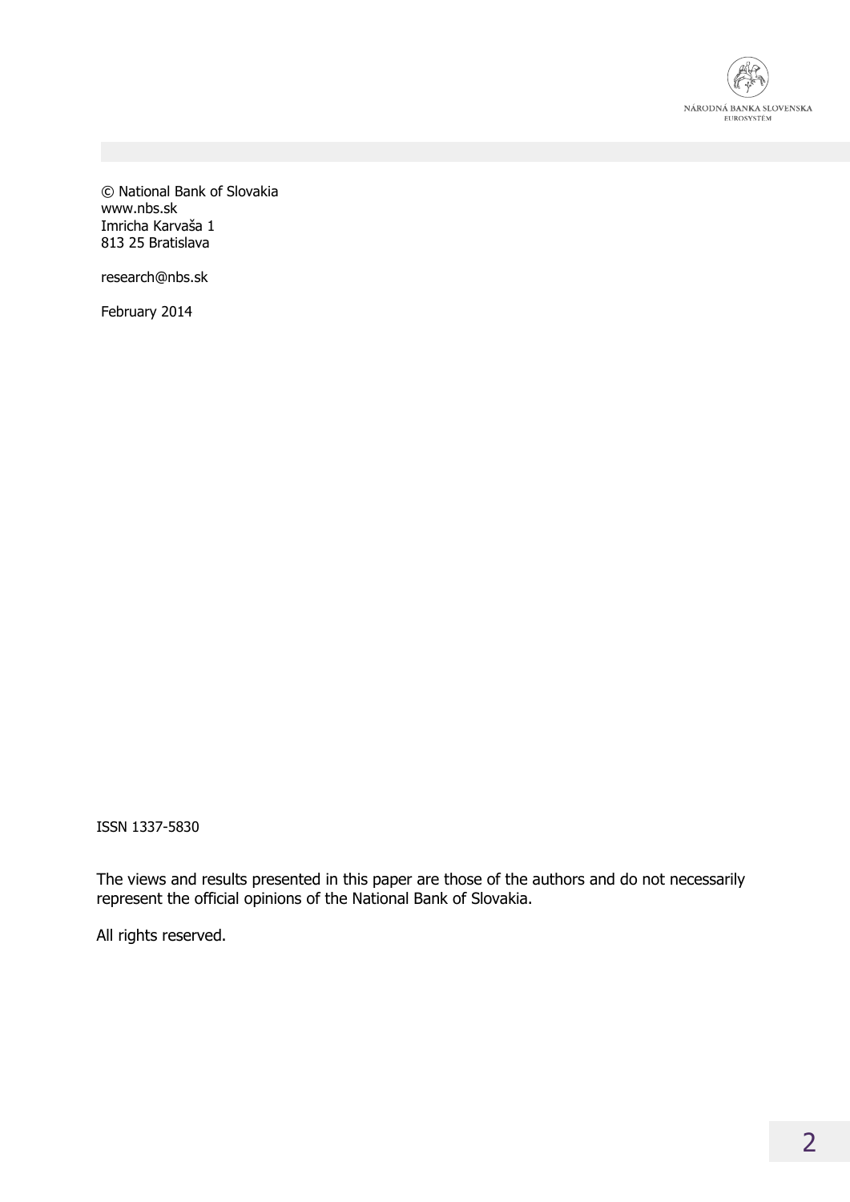© National Bank of Slovakia
www.nbs.sk
Imricha Karvaša 1
813 25 Bratislava

research@nbs.sk

February 2014

ISSN 1337-5830

The views and results presented in this paper are those of the authors and do not necessarily represent the official opinions of the National Bank of Slovakia.

All rights reserved.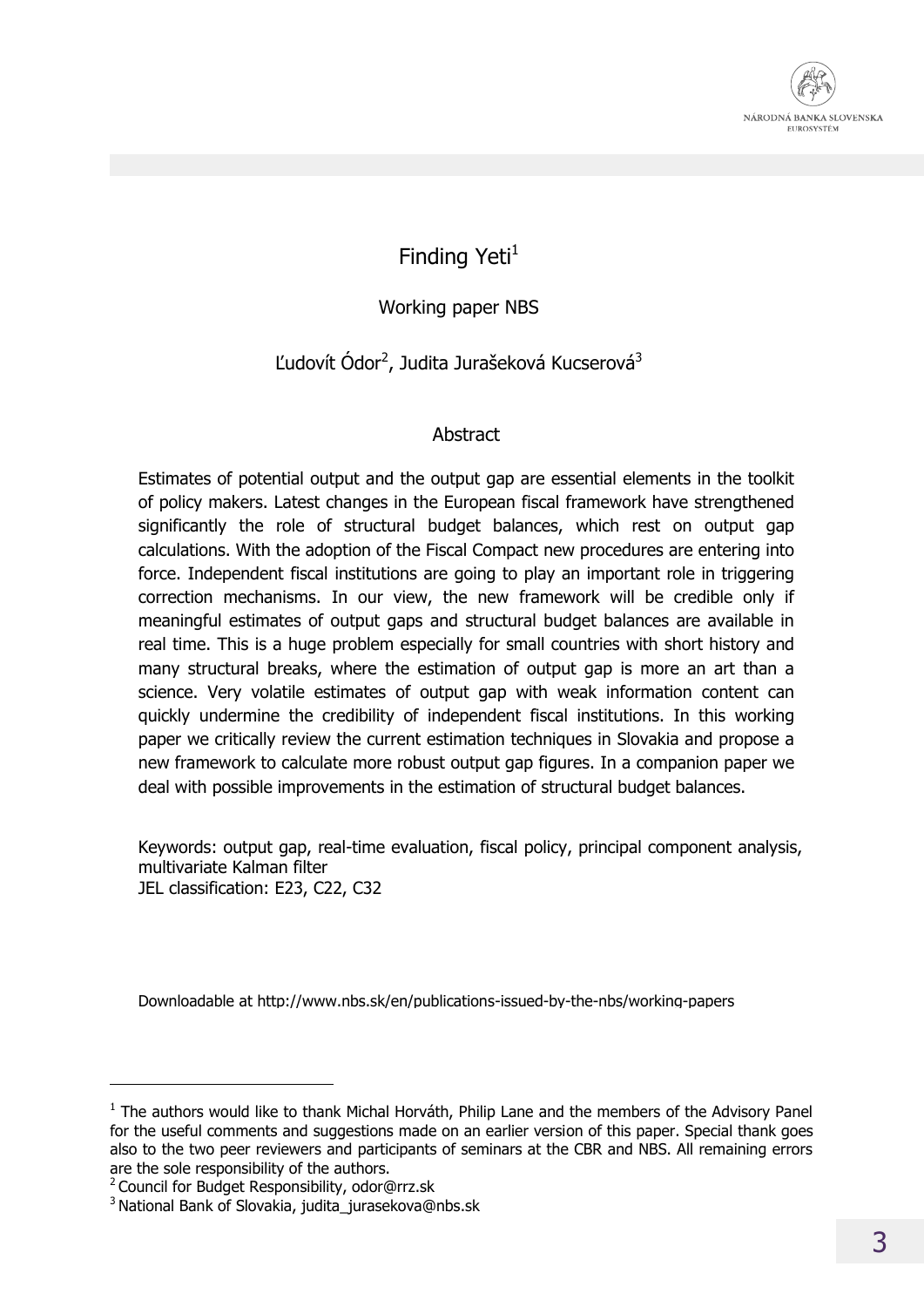# Finding Yeti[1]

Working paper NBS

Ľudovít Ódor[2], Judita Jurašeková Kucserová[3]

## Abstract

Estimates of potential output and the output gap are essential elements in the toolkit of policy makers. Latest changes in the European fiscal framework have strengthened significantly the role of structural budget balances, which rest on output gap calculations. With the adoption of the Fiscal Compact new procedures are entering into force. Independent fiscal institutions are going to play an important role in triggering correction mechanisms. In our view, the new framework will be credible only if meaningful estimates of output gaps and structural budget balances are available in real time. This is a huge problem especially for small countries with short history and many structural breaks, where the estimation of output gap is more an art than a science. Very volatile estimates of output gap with weak information content can quickly undermine the credibility of independent fiscal institutions. In this working paper we critically review the current estimation techniques in Slovakia and propose a new framework to calculate more robust output gap figures. In a companion paper we deal with possible improvements in the estimation of structural budget balances.

Keywords: output gap, real-time evaluation, fiscal policy, principal component analysis, multivariate Kalman filter
JEL classification: E23, C22, C32

Downloadable at http://www.nbs.sk/en/publications-issued-by-the-nbs/working-papers

---

[1] The authors would like to thank Michal Horváth, Philip Lane and the members of the Advisory Panel for the useful comments and suggestions made on an earlier version of this paper. Special thank goes also to the two peer reviewers and participants of seminars at the CBR and NBS. All remaining errors are the sole responsibility of the authors.

[2] Council for Budget Responsibility, odor@rrz.sk

[3] National Bank of Slovakia, judita_jurasekova@nbs.sk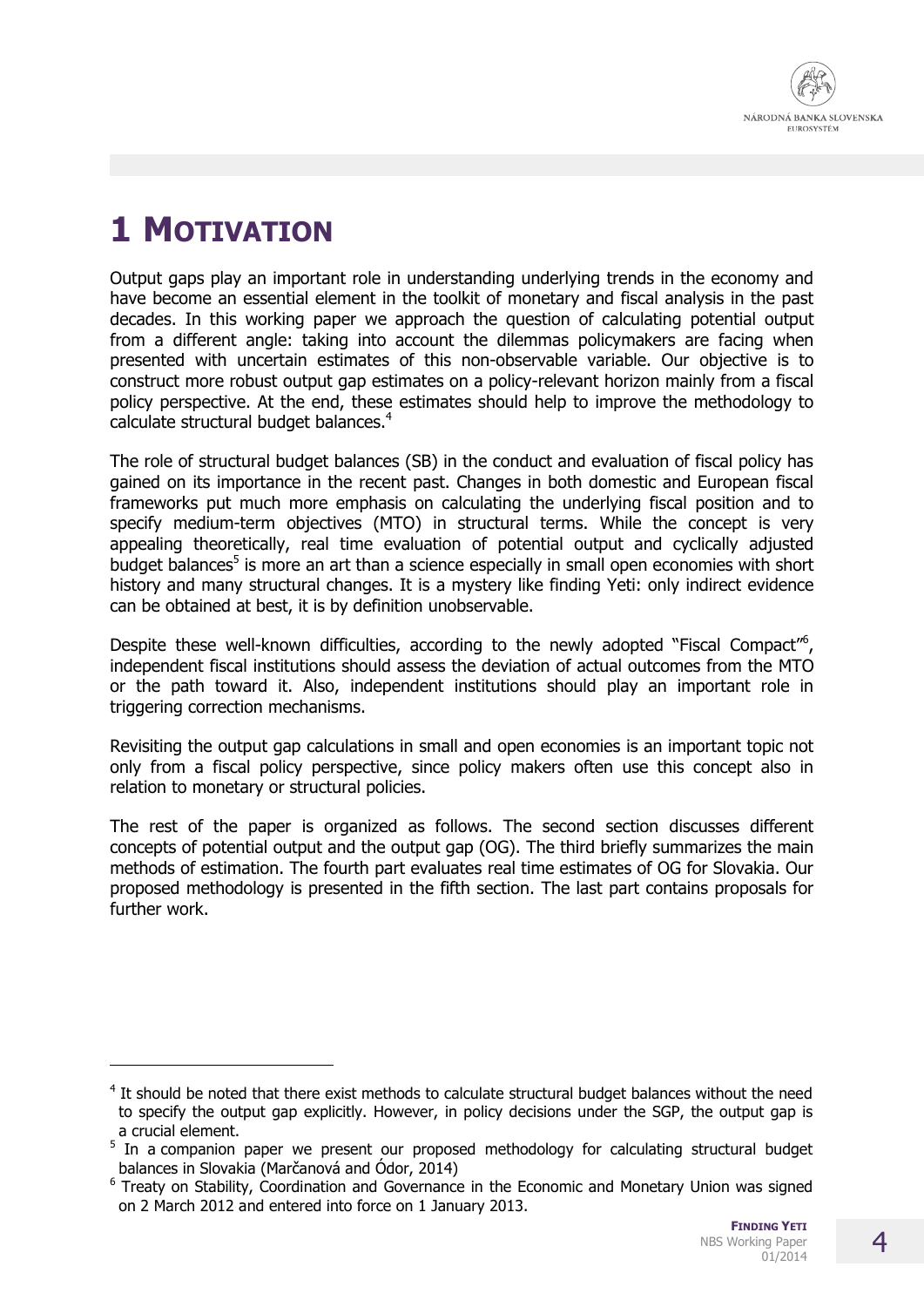# 1 MOTIVATION

Output gaps play an important role in understanding underlying trends in the economy and have become an essential element in the toolkit of monetary and fiscal analysis in the past decades. In this working paper we approach the question of calculating potential output from a different angle: taking into account the dilemmas policymakers are facing when presented with uncertain estimates of this non-observable variable. Our objective is to construct more robust output gap estimates on a policy-relevant horizon mainly from a fiscal policy perspective. At the end, these estimates should help to improve the methodology to calculate structural budget balances.[4]

The role of structural budget balances (SB) in the conduct and evaluation of fiscal policy has gained on its importance in the recent past. Changes in both domestic and European fiscal frameworks put much more emphasis on calculating the underlying fiscal position and to specify medium-term objectives (MTO) in structural terms. While the concept is very appealing theoretically, real time evaluation of potential output and cyclically adjusted budget balances[5] is more an art than a science especially in small open economies with short history and many structural changes. It is a mystery like finding Yeti: only indirect evidence can be obtained at best, it is by definition unobservable.

Despite these well-known difficulties, according to the newly adopted "Fiscal Compact"[6], independent fiscal institutions should assess the deviation of actual outcomes from the MTO or the path toward it. Also, independent institutions should play an important role in triggering correction mechanisms.

Revisiting the output gap calculations in small and open economies is an important topic not only from a fiscal policy perspective, since policy makers often use this concept also in relation to monetary or structural policies.

The rest of the paper is organized as follows. The second section discusses different concepts of potential output and the output gap (OG). The third briefly summarizes the main methods of estimation. The fourth part evaluates real time estimates of OG for Slovakia. Our proposed methodology is presented in the fifth section. The last part contains proposals for further work.

---

[4] It should be noted that there exist methods to calculate structural budget balances without the need to specify the output gap explicitly. However, in policy decisions under the SGP, the output gap is a crucial element.

[5] In a companion paper we present our proposed methodology for calculating structural budget balances in Slovakia (Marčanová and Ódor, 2014)

[6] Treaty on Stability, Coordination and Governance in the Economic and Monetary Union was signed on 2 March 2012 and entered into force on 1 January 2013.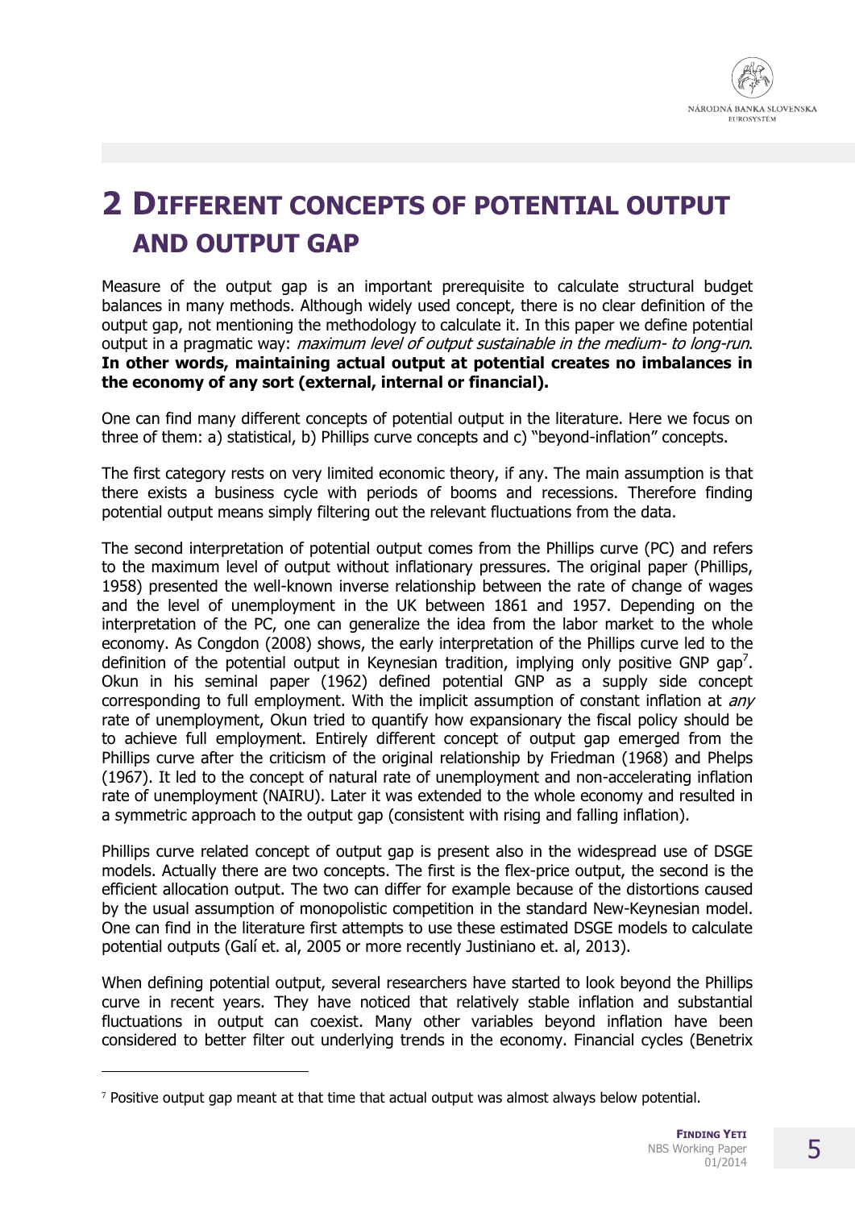# 2 DIFFERENT CONCEPTS OF POTENTIAL OUTPUT AND OUTPUT GAP

Measure of the output gap is an important prerequisite to calculate structural budget balances in many methods. Although widely used concept, there is no clear definition of the output gap, not mentioning the methodology to calculate it. In this paper we define potential output in a pragmatic way: *maximum level of output sustainable in the medium- to long-run*. **In other words, maintaining actual output at potential creates no imbalances in the economy of any sort (external, internal or financial).**

One can find many different concepts of potential output in the literature. Here we focus on three of them: a) statistical, b) Phillips curve concepts and c) "beyond-inflation" concepts.

The first category rests on very limited economic theory, if any. The main assumption is that there exists a business cycle with periods of booms and recessions. Therefore finding potential output means simply filtering out the relevant fluctuations from the data.

The second interpretation of potential output comes from the Phillips curve (PC) and refers to the maximum level of output without inflationary pressures. The original paper (Phillips, 1958) presented the well-known inverse relationship between the rate of change of wages and the level of unemployment in the UK between 1861 and 1957. Depending on the interpretation of the PC, one can generalize the idea from the labor market to the whole economy. As Congdon (2008) shows, the early interpretation of the Phillips curve led to the definition of the potential output in Keynesian tradition, implying only positive GNP gap[7]. Okun in his seminal paper (1962) defined potential GNP as a supply side concept corresponding to full employment. With the implicit assumption of constant inflation at *any* rate of unemployment, Okun tried to quantify how expansionary the fiscal policy should be to achieve full employment. Entirely different concept of output gap emerged from the Phillips curve after the criticism of the original relationship by Friedman (1968) and Phelps (1967). It led to the concept of natural rate of unemployment and non-accelerating inflation rate of unemployment (NAIRU). Later it was extended to the whole economy and resulted in a symmetric approach to the output gap (consistent with rising and falling inflation).

Phillips curve related concept of output gap is present also in the widespread use of DSGE models. Actually there are two concepts. The first is the flex-price output, the second is the efficient allocation output. The two can differ for example because of the distortions caused by the usual assumption of monopolistic competition in the standard New-Keynesian model. One can find in the literature first attempts to use these estimated DSGE models to calculate potential outputs (Galí et. al, 2005 or more recently Justiniano et. al, 2013).

When defining potential output, several researchers have started to look beyond the Phillips curve in recent years. They have noticed that relatively stable inflation and substantial fluctuations in output can coexist. Many other variables beyond inflation have been considered to better filter out underlying trends in the economy. Financial cycles (Benetrix

[7] Positive output gap meant at that time that actual output was almost always below potential.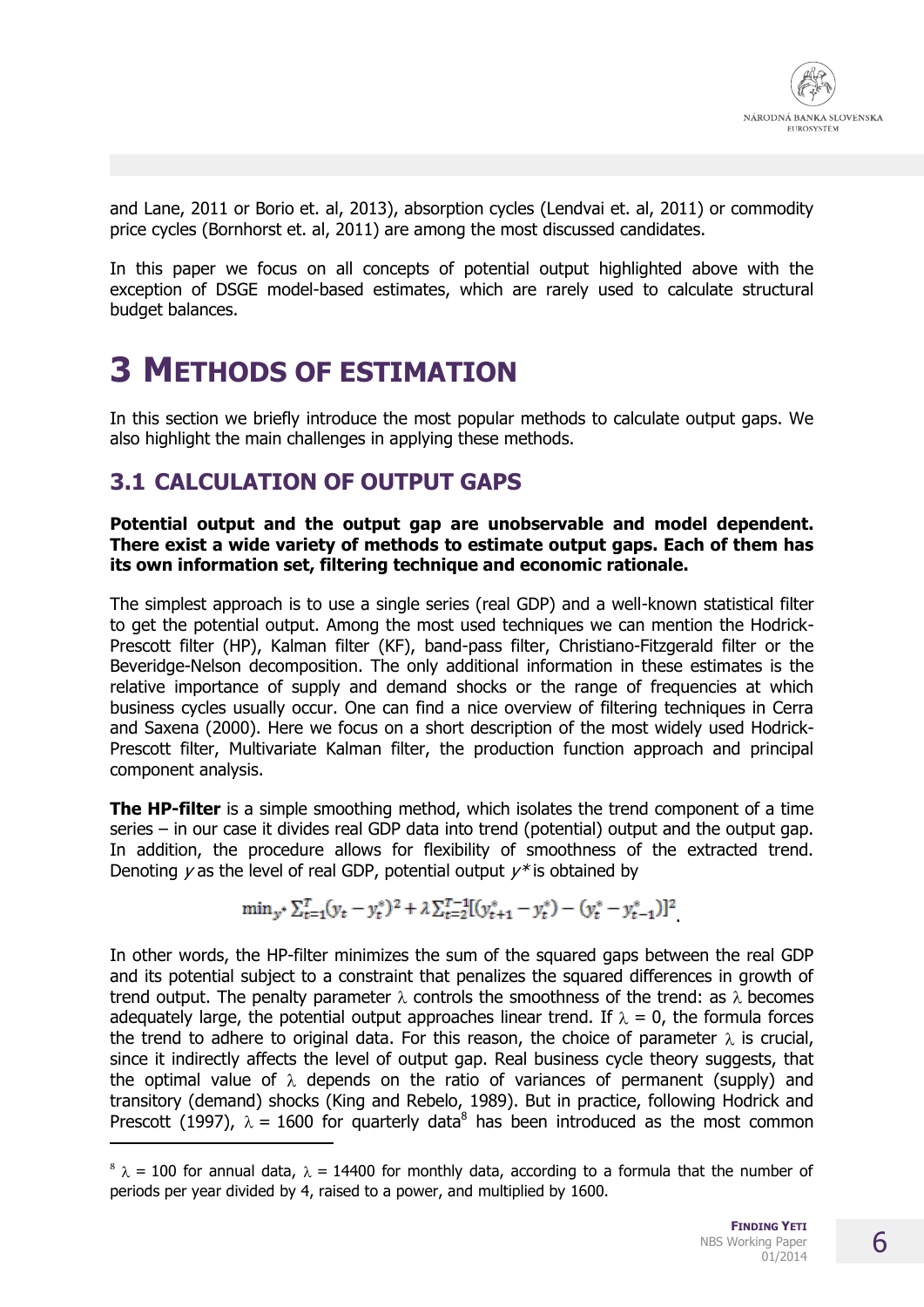and Lane, 2011 or Borio et. al, 2013), absorption cycles (Lendvai et. al, 2011) or commodity price cycles (Bornhorst et. al, 2011) are among the most discussed candidates.

In this paper we focus on all concepts of potential output highlighted above with the exception of DSGE model-based estimates, which are rarely used to calculate structural budget balances.

# 3 METHODS OF ESTIMATION

In this section we briefly introduce the most popular methods to calculate output gaps. We also highlight the main challenges in applying these methods.

## 3.1 CALCULATION OF OUTPUT GAPS

**Potential output and the output gap are unobservable and model dependent. There exist a wide variety of methods to estimate output gaps. Each of them has its own information set, filtering technique and economic rationale.**

The simplest approach is to use a single series (real GDP) and a well-known statistical filter to get the potential output. Among the most used techniques we can mention the Hodrick-Prescott filter (HP), Kalman filter (KF), band-pass filter, Christiano-Fitzgerald filter or the Beveridge-Nelson decomposition. The only additional information in these estimates is the relative importance of supply and demand shocks or the range of frequencies at which business cycles usually occur. One can find a nice overview of filtering techniques in Cerra and Saxena (2000). Here we focus on a short description of the most widely used Hodrick-Prescott filter, Multivariate Kalman filter, the production function approach and principal component analysis.

**The HP-filter** is a simple smoothing method, which isolates the trend component of a time series – in our case it divides real GDP data into trend (potential) output and the output gap. In addition, the procedure allows for flexibility of smoothness of the extracted trend. Denoting $y$ as the level of real GDP, potential output $y^*$ is obtained by

$$\min_{y^*} \sum_{t=1}^{T}(y_t - y_t^*)^2 + \lambda \sum_{t=2}^{T-1}[(y_{t+1}^* - y_t^*) - (y_t^* - y_{t-1}^*)]^2.$$

In other words, the HP-filter minimizes the sum of the squared gaps between the real GDP and its potential subject to a constraint that penalizes the squared differences in growth of trend output. The penalty parameter $\lambda$ controls the smoothness of the trend: as $\lambda$ becomes adequately large, the potential output approaches linear trend. If $\lambda = 0$, the formula forces the trend to adhere to original data. For this reason, the choice of parameter $\lambda$ is crucial, since it indirectly affects the level of output gap. Real business cycle theory suggests, that the optimal value of $\lambda$ depends on the ratio of variances of permanent (supply) and transitory (demand) shocks (King and Rebelo, 1989). But in practice, following Hodrick and Prescott (1997), $\lambda = 1600$ for quarterly data[8] has been introduced as the most common

[8] $\lambda = 100$ for annual data, $\lambda = 14400$ for monthly data, according to a formula that the number of periods per year divided by 4, raised to a power, and multiplied by 1600.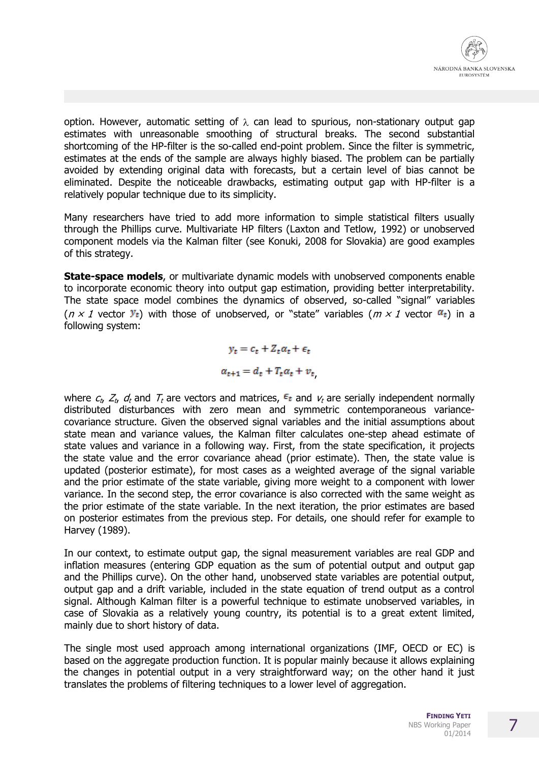option. However, automatic setting of $\lambda$ can lead to spurious, non-stationary output gap estimates with unreasonable smoothing of structural breaks. The second substantial shortcoming of the HP-filter is the so-called end-point problem. Since the filter is symmetric, estimates at the ends of the sample are always highly biased. The problem can be partially avoided by extending original data with forecasts, but a certain level of bias cannot be eliminated. Despite the noticeable drawbacks, estimating output gap with HP-filter is a relatively popular technique due to its simplicity.

Many researchers have tried to add more information to simple statistical filters usually through the Phillips curve. Multivariate HP filters (Laxton and Tetlow, 1992) or unobserved component models via the Kalman filter (see Konuki, 2008 for Slovakia) are good examples of this strategy.

**State-space models**, or multivariate dynamic models with unobserved components enable to incorporate economic theory into output gap estimation, providing better interpretability. The state space model combines the dynamics of observed, so-called "signal" variables (*n × 1* vector $y_t$) with those of unobserved, or "state" variables (*m × 1* vector $\alpha_t$) in a following system:

$$y_t = c_t + Z_t \alpha_t + \epsilon_t$$

$$\alpha_{t+1} = d_t + T_t \alpha_t + v_t,$$

where $c_t$, $Z_t$, $d_t$ and $T_t$ are vectors and matrices, $\epsilon_t$ and $v_t$ are serially independent normally distributed disturbances with zero mean and symmetric contemporaneous variance-covariance structure. Given the observed signal variables and the initial assumptions about state mean and variance values, the Kalman filter calculates one-step ahead estimate of state values and variance in a following way. First, from the state specification, it projects the state value and the error covariance ahead (prior estimate). Then, the state value is updated (posterior estimate), for most cases as a weighted average of the signal variable and the prior estimate of the state variable, giving more weight to a component with lower variance. In the second step, the error covariance is also corrected with the same weight as the prior estimate of the state variable. In the next iteration, the prior estimates are based on posterior estimates from the previous step. For details, one should refer for example to Harvey (1989).

In our context, to estimate output gap, the signal measurement variables are real GDP and inflation measures (entering GDP equation as the sum of potential output and output gap and the Phillips curve). On the other hand, unobserved state variables are potential output, output gap and a drift variable, included in the state equation of trend output as a control signal. Although Kalman filter is a powerful technique to estimate unobserved variables, in case of Slovakia as a relatively young country, its potential is to a great extent limited, mainly due to short history of data.

The single most used approach among international organizations (IMF, OECD or EC) is based on the aggregate production function. It is popular mainly because it allows explaining the changes in potential output in a very straightforward way; on the other hand it just translates the problems of filtering techniques to a lower level of aggregation.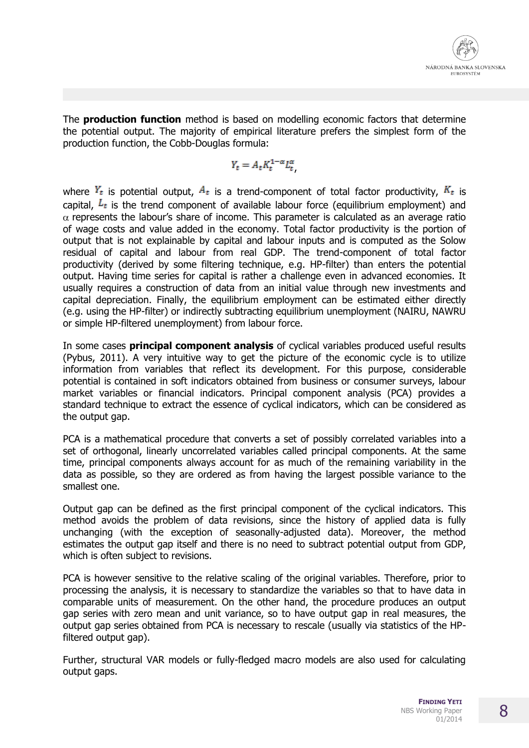The **production function** method is based on modelling economic factors that determine the potential output. The majority of empirical literature prefers the simplest form of the production function, the Cobb-Douglas formula:

$$Y_t = A_t K_t^{1-\alpha} L_t^{\alpha},$$

where $Y_t$ is potential output, $A_t$ is a trend-component of total factor productivity, $K_t$ is capital, $L_t$ is the trend component of available labour force (equilibrium employment) and $\alpha$ represents the labour's share of income. This parameter is calculated as an average ratio of wage costs and value added in the economy. Total factor productivity is the portion of output that is not explainable by capital and labour inputs and is computed as the Solow residual of capital and labour from real GDP. The trend-component of total factor productivity (derived by some filtering technique, e.g. HP-filter) than enters the potential output. Having time series for capital is rather a challenge even in advanced economies. It usually requires a construction of data from an initial value through new investments and capital depreciation. Finally, the equilibrium employment can be estimated either directly (e.g. using the HP-filter) or indirectly subtracting equilibrium unemployment (NAIRU, NAWRU or simple HP-filtered unemployment) from labour force.

In some cases **principal component analysis** of cyclical variables produced useful results (Pybus, 2011). A very intuitive way to get the picture of the economic cycle is to utilize information from variables that reflect its development. For this purpose, considerable potential is contained in soft indicators obtained from business or consumer surveys, labour market variables or financial indicators. Principal component analysis (PCA) provides a standard technique to extract the essence of cyclical indicators, which can be considered as the output gap.

PCA is a mathematical procedure that converts a set of possibly correlated variables into a set of orthogonal, linearly uncorrelated variables called principal components. At the same time, principal components always account for as much of the remaining variability in the data as possible, so they are ordered as from having the largest possible variance to the smallest one.

Output gap can be defined as the first principal component of the cyclical indicators. This method avoids the problem of data revisions, since the history of applied data is fully unchanging (with the exception of seasonally-adjusted data). Moreover, the method estimates the output gap itself and there is no need to subtract potential output from GDP, which is often subject to revisions.

PCA is however sensitive to the relative scaling of the original variables. Therefore, prior to processing the analysis, it is necessary to standardize the variables so that to have data in comparable units of measurement. On the other hand, the procedure produces an output gap series with zero mean and unit variance, so to have output gap in real measures, the output gap series obtained from PCA is necessary to rescale (usually via statistics of the HP-filtered output gap).

Further, structural VAR models or fully-fledged macro models are also used for calculating output gaps.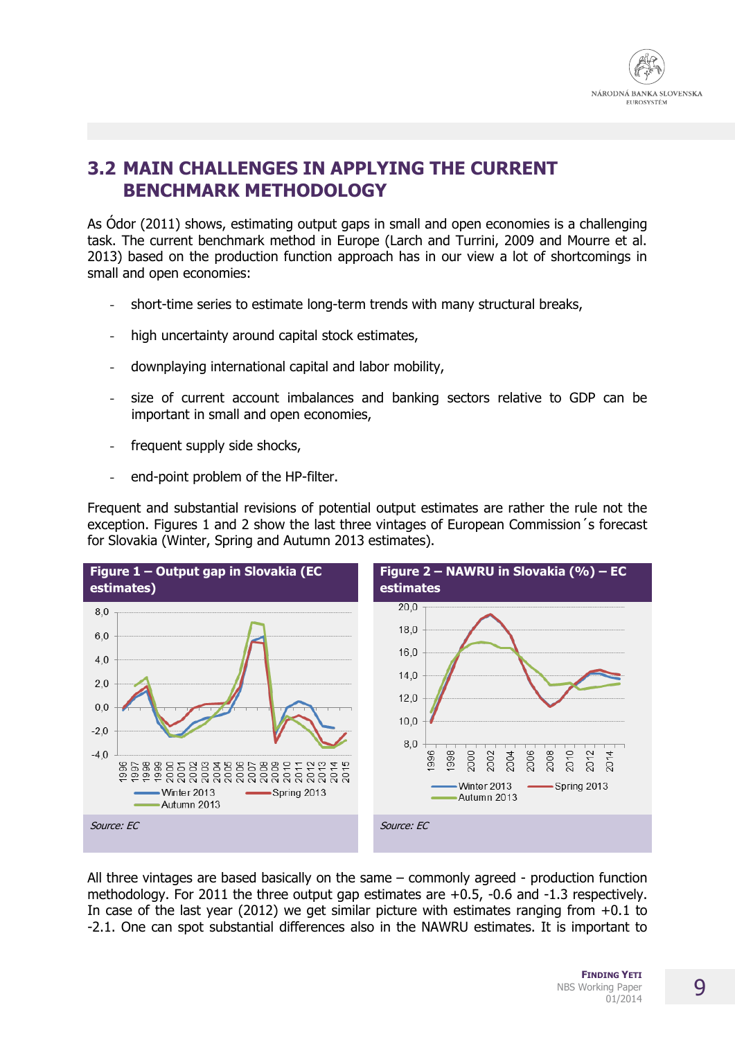## 3.2 MAIN CHALLENGES IN APPLYING THE CURRENT BENCHMARK METHODOLOGY

As Ódor (2011) shows, estimating output gaps in small and open economies is a challenging task. The current benchmark method in Europe (Larch and Turrini, 2009 and Mourre et al. 2013) based on the production function approach has in our view a lot of shortcomings in small and open economies:

- short-time series to estimate long-term trends with many structural breaks,
- high uncertainty around capital stock estimates,
- downplaying international capital and labor mobility,
- size of current account imbalances and banking sectors relative to GDP can be important in small and open economies,
- frequent supply side shocks,
- end-point problem of the HP-filter.

Frequent and substantial revisions of potential output estimates are rather the rule not the exception. Figures 1 and 2 show the last three vintages of European Commission´s forecast for Slovakia (Winter, Spring and Autumn 2013 estimates).

**Figure 1 – Output gap in Slovakia (EC estimates)**

*Source: EC*

**Figure 2 – NAWRU in Slovakia (%) – EC estimates**

*Source: EC*

All three vintages are based basically on the same – commonly agreed - production function methodology. For 2011 the three output gap estimates are +0.5, -0.6 and -1.3 respectively. In case of the last year (2012) we get similar picture with estimates ranging from +0.1 to -2.1. One can spot substantial differences also in the NAWRU estimates. It is important to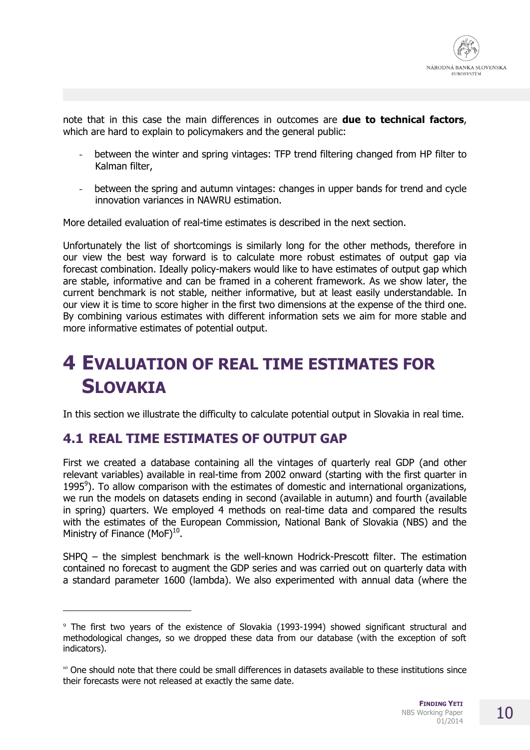note that in this case the main differences in outcomes are **due to technical factors**, which are hard to explain to policymakers and the general public:

- between the winter and spring vintages: TFP trend filtering changed from HP filter to Kalman filter,
- between the spring and autumn vintages: changes in upper bands for trend and cycle innovation variances in NAWRU estimation.

More detailed evaluation of real-time estimates is described in the next section.

Unfortunately the list of shortcomings is similarly long for the other methods, therefore in our view the best way forward is to calculate more robust estimates of output gap via forecast combination. Ideally policy-makers would like to have estimates of output gap which are stable, informative and can be framed in a coherent framework. As we show later, the current benchmark is not stable, neither informative, but at least easily understandable. In our view it is time to score higher in the first two dimensions at the expense of the third one. By combining various estimates with different information sets we aim for more stable and more informative estimates of potential output.

# 4 Evaluation of Real Time Estimates for Slovakia

In this section we illustrate the difficulty to calculate potential output in Slovakia in real time.

## 4.1 Real Time Estimates of Output Gap

First we created a database containing all the vintages of quarterly real GDP (and other relevant variables) available in real-time from 2002 onward (starting with the first quarter in 1995[9]). To allow comparison with the estimates of domestic and international organizations, we run the models on datasets ending in second (available in autumn) and fourth (available in spring) quarters. We employed 4 methods on real-time data and compared the results with the estimates of the European Commission, National Bank of Slovakia (NBS) and the Ministry of Finance (MoF)[10].

SHPQ – the simplest benchmark is the well-known Hodrick-Prescott filter. The estimation contained no forecast to augment the GDP series and was carried out on quarterly data with a standard parameter 1600 (lambda). We also experimented with annual data (where the

[9] The first two years of the existence of Slovakia (1993-1994) showed significant structural and methodological changes, so we dropped these data from our database (with the exception of soft indicators).

[10] One should note that there could be small differences in datasets available to these institutions since their forecasts were not released at exactly the same date.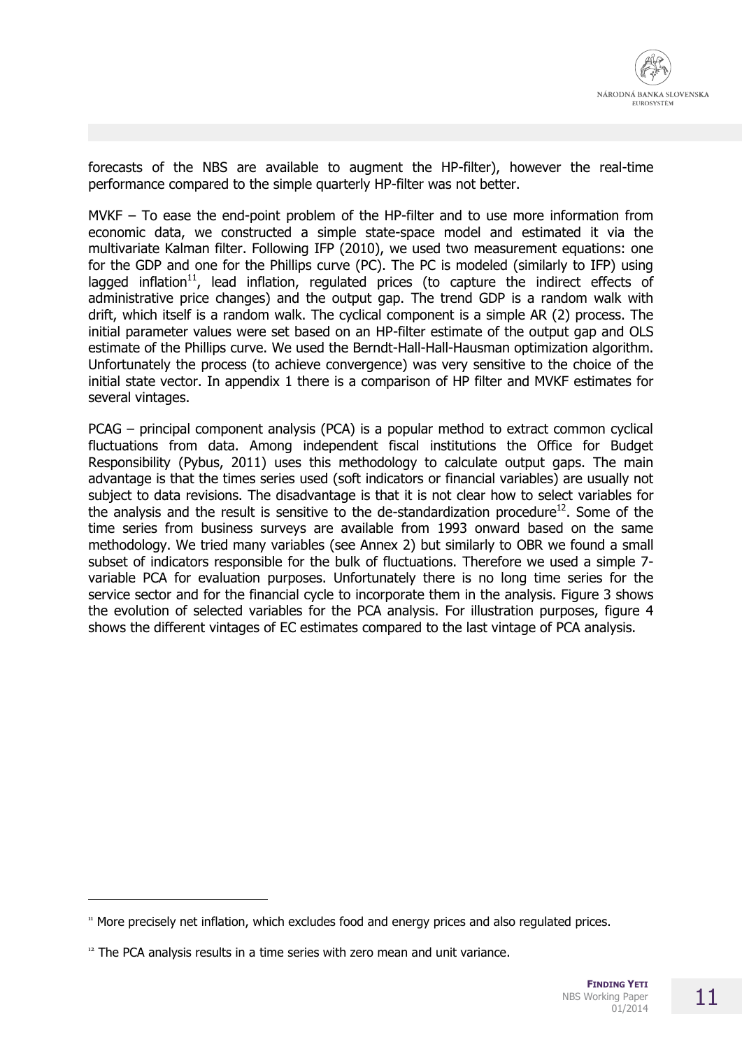forecasts of the NBS are available to augment the HP-filter), however the real-time performance compared to the simple quarterly HP-filter was not better.

MVKF – To ease the end-point problem of the HP-filter and to use more information from economic data, we constructed a simple state-space model and estimated it via the multivariate Kalman filter. Following IFP (2010), we used two measurement equations: one for the GDP and one for the Phillips curve (PC). The PC is modeled (similarly to IFP) using lagged inflation[11], lead inflation, regulated prices (to capture the indirect effects of administrative price changes) and the output gap. The trend GDP is a random walk with drift, which itself is a random walk. The cyclical component is a simple AR (2) process. The initial parameter values were set based on an HP-filter estimate of the output gap and OLS estimate of the Phillips curve. We used the Berndt-Hall-Hall-Hausman optimization algorithm. Unfortunately the process (to achieve convergence) was very sensitive to the choice of the initial state vector. In appendix 1 there is a comparison of HP filter and MVKF estimates for several vintages.

PCAG – principal component analysis (PCA) is a popular method to extract common cyclical fluctuations from data. Among independent fiscal institutions the Office for Budget Responsibility (Pybus, 2011) uses this methodology to calculate output gaps. The main advantage is that the times series used (soft indicators or financial variables) are usually not subject to data revisions. The disadvantage is that it is not clear how to select variables for the analysis and the result is sensitive to the de-standardization procedure[12]. Some of the time series from business surveys are available from 1993 onward based on the same methodology. We tried many variables (see Annex 2) but similarly to OBR we found a small subset of indicators responsible for the bulk of fluctuations. Therefore we used a simple 7-variable PCA for evaluation purposes. Unfortunately there is no long time series for the service sector and for the financial cycle to incorporate them in the analysis. Figure 3 shows the evolution of selected variables for the PCA analysis. For illustration purposes, figure 4 shows the different vintages of EC estimates compared to the last vintage of PCA analysis.

[11] More precisely net inflation, which excludes food and energy prices and also regulated prices.

[12] The PCA analysis results in a time series with zero mean and unit variance.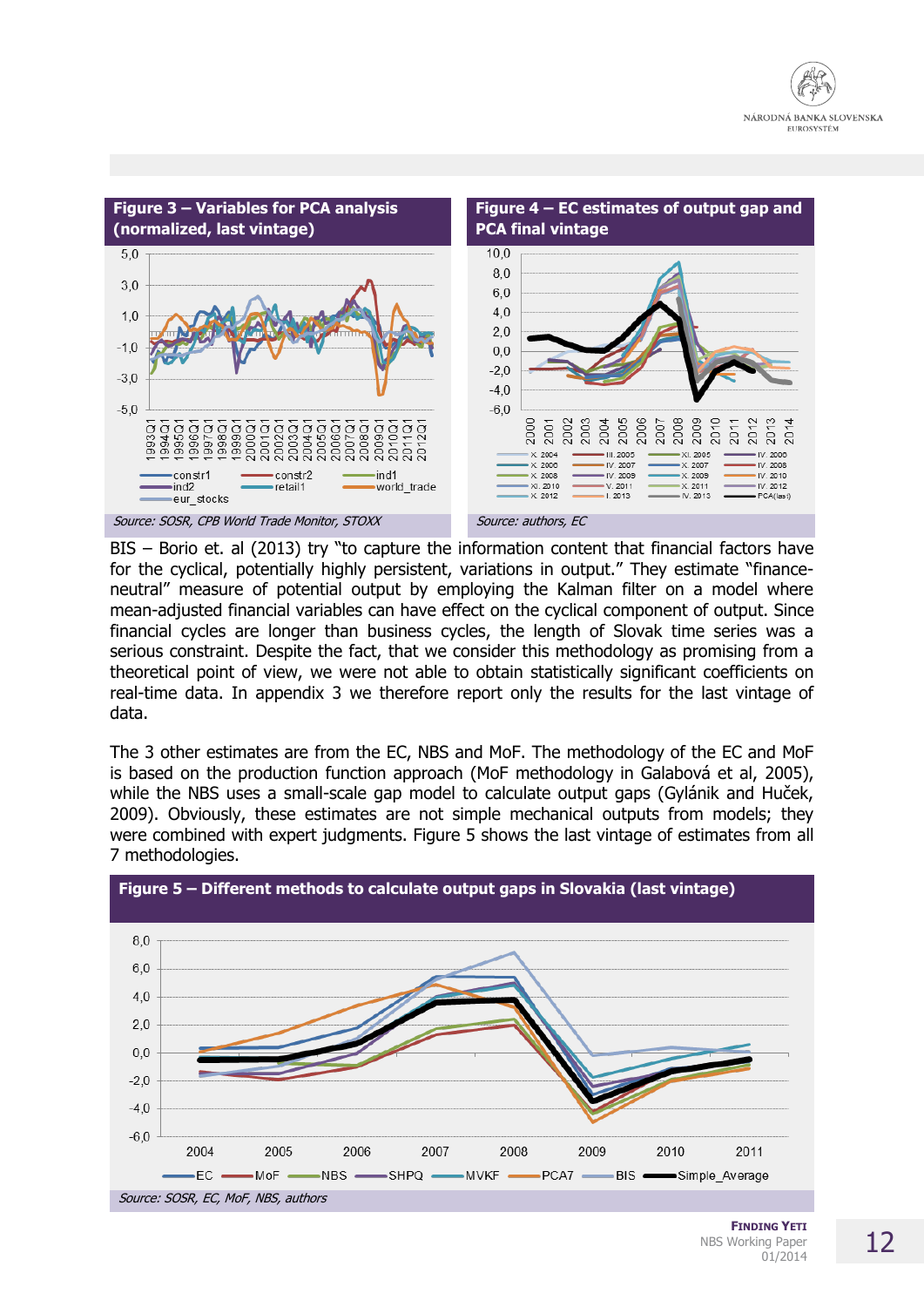**Figure 3 – Variables for PCA analysis (normalized, last vintage)**

Source: SOSR, CPB World Trade Monitor, STOXX

**Figure 4 – EC estimates of output gap and PCA final vintage**

Source: authors, EC

BIS – Borio et. al (2013) try "to capture the information content that financial factors have for the cyclical, potentially highly persistent, variations in output." They estimate "finance-neutral" measure of potential output by employing the Kalman filter on a model where mean-adjusted financial variables can have effect on the cyclical component of output. Since financial cycles are longer than business cycles, the length of Slovak time series was a serious constraint. Despite the fact, that we consider this methodology as promising from a theoretical point of view, we were not able to obtain statistically significant coefficients on real-time data. In appendix 3 we therefore report only the results for the last vintage of data.

The 3 other estimates are from the EC, NBS and MoF. The methodology of the EC and MoF is based on the production function approach (MoF methodology in Galabová et al, 2005), while the NBS uses a small-scale gap model to calculate output gaps (Gylánik and Huček, 2009). Obviously, these estimates are not simple mechanical outputs from models; they were combined with expert judgments. Figure 5 shows the last vintage of estimates from all 7 methodologies.

**Figure 5 – Different methods to calculate output gaps in Slovakia (last vintage)**

Source: SOSR, EC, MoF, NBS, authors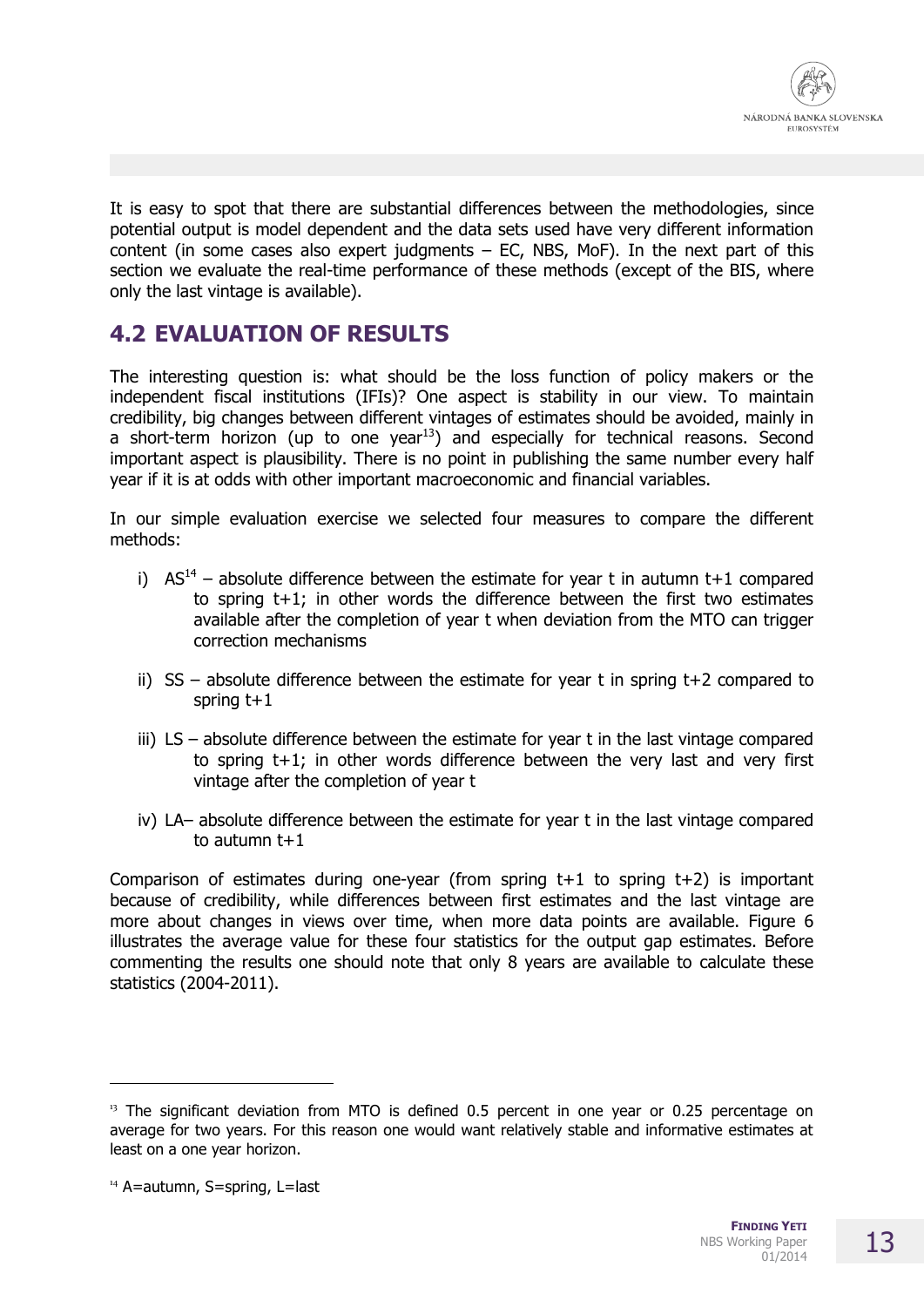It is easy to spot that there are substantial differences between the methodologies, since potential output is model dependent and the data sets used have very different information content (in some cases also expert judgments – EC, NBS, MoF). In the next part of this section we evaluate the real-time performance of these methods (except of the BIS, where only the last vintage is available).

## 4.2 EVALUATION OF RESULTS

The interesting question is: what should be the loss function of policy makers or the independent fiscal institutions (IFIs)? One aspect is stability in our view. To maintain credibility, big changes between different vintages of estimates should be avoided, mainly in a short-term horizon (up to one year[13]) and especially for technical reasons. Second important aspect is plausibility. There is no point in publishing the same number every half year if it is at odds with other important macroeconomic and financial variables.

In our simple evaluation exercise we selected four measures to compare the different methods:

i) AS[14] – absolute difference between the estimate for year t in autumn t+1 compared to spring t+1; in other words the difference between the first two estimates available after the completion of year t when deviation from the MTO can trigger correction mechanisms

ii) SS – absolute difference between the estimate for year t in spring t+2 compared to spring t+1

iii) LS – absolute difference between the estimate for year t in the last vintage compared to spring t+1; in other words difference between the very last and very first vintage after the completion of year t

iv) LA– absolute difference between the estimate for year t in the last vintage compared to autumn t+1

Comparison of estimates during one-year (from spring t+1 to spring t+2) is important because of credibility, while differences between first estimates and the last vintage are more about changes in views over time, when more data points are available. Figure 6 illustrates the average value for these four statistics for the output gap estimates. Before commenting the results one should note that only 8 years are available to calculate these statistics (2004-2011).

---

[13] The significant deviation from MTO is defined 0.5 percent in one year or 0.25 percentage on average for two years. For this reason one would want relatively stable and informative estimates at least on a one year horizon.

[14] A=autumn, S=spring, L=last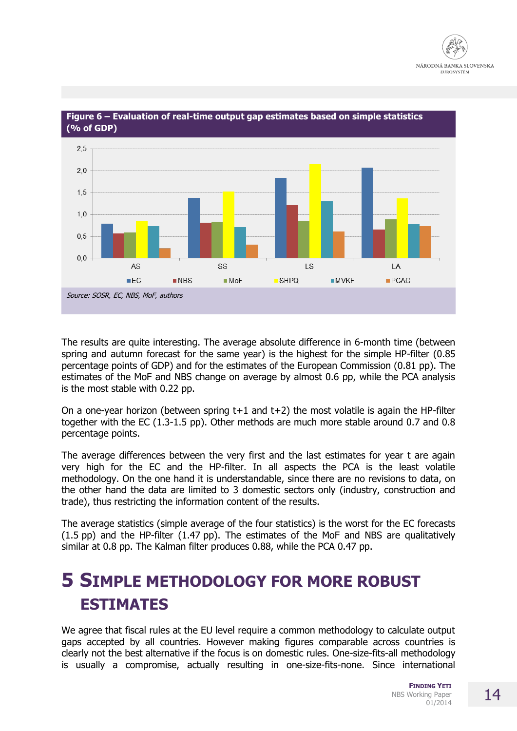**Figure 6 – Evaluation of real-time output gap estimates based on simple statistics (% of GDP)**

*Source: SOSR, EC, NBS, MoF, authors*

The results are quite interesting. The average absolute difference in 6-month time (between spring and autumn forecast for the same year) is the highest for the simple HP-filter (0.85 percentage points of GDP) and for the estimates of the European Commission (0.81 pp). The estimates of the MoF and NBS change on average by almost 0.6 pp, while the PCA analysis is the most stable with 0.22 pp.

On a one-year horizon (between spring t+1 and t+2) the most volatile is again the HP-filter together with the EC (1.3-1.5 pp). Other methods are much more stable around 0.7 and 0.8 percentage points.

The average differences between the very first and the last estimates for year t are again very high for the EC and the HP-filter. In all aspects the PCA is the least volatile methodology. On the one hand it is understandable, since there are no revisions to data, on the other hand the data are limited to 3 domestic sectors only (industry, construction and trade), thus restricting the information content of the results.

The average statistics (simple average of the four statistics) is the worst for the EC forecasts (1.5 pp) and the HP-filter (1.47 pp). The estimates of the MoF and NBS are qualitatively similar at 0.8 pp. The Kalman filter produces 0.88, while the PCA 0.47 pp.

# 5 Simple methodology for more robust estimates

We agree that fiscal rules at the EU level require a common methodology to calculate output gaps accepted by all countries. However making figures comparable across countries is clearly not the best alternative if the focus is on domestic rules. One-size-fits-all methodology is usually a compromise, actually resulting in one-size-fits-none. Since international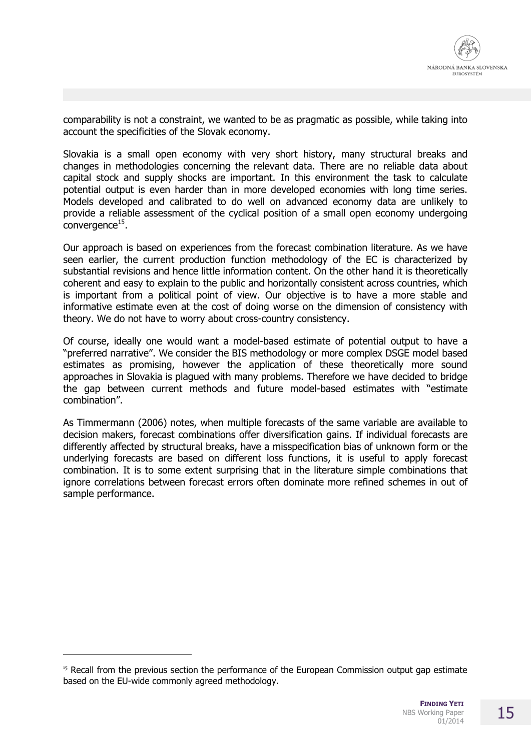comparability is not a constraint, we wanted to be as pragmatic as possible, while taking into account the specificities of the Slovak economy.

Slovakia is a small open economy with very short history, many structural breaks and changes in methodologies concerning the relevant data. There are no reliable data about capital stock and supply shocks are important. In this environment the task to calculate potential output is even harder than in more developed economies with long time series. Models developed and calibrated to do well on advanced economy data are unlikely to provide a reliable assessment of the cyclical position of a small open economy undergoing convergence[15].

Our approach is based on experiences from the forecast combination literature. As we have seen earlier, the current production function methodology of the EC is characterized by substantial revisions and hence little information content. On the other hand it is theoretically coherent and easy to explain to the public and horizontally consistent across countries, which is important from a political point of view. Our objective is to have a more stable and informative estimate even at the cost of doing worse on the dimension of consistency with theory. We do not have to worry about cross-country consistency.

Of course, ideally one would want a model-based estimate of potential output to have a "preferred narrative". We consider the BIS methodology or more complex DSGE model based estimates as promising, however the application of these theoretically more sound approaches in Slovakia is plagued with many problems. Therefore we have decided to bridge the gap between current methods and future model-based estimates with "estimate combination".

As Timmermann (2006) notes, when multiple forecasts of the same variable are available to decision makers, forecast combinations offer diversification gains. If individual forecasts are differently affected by structural breaks, have a misspecification bias of unknown form or the underlying forecasts are based on different loss functions, it is useful to apply forecast combination. It is to some extent surprising that in the literature simple combinations that ignore correlations between forecast errors often dominate more refined schemes in out of sample performance.

[15] Recall from the previous section the performance of the European Commission output gap estimate based on the EU-wide commonly agreed methodology.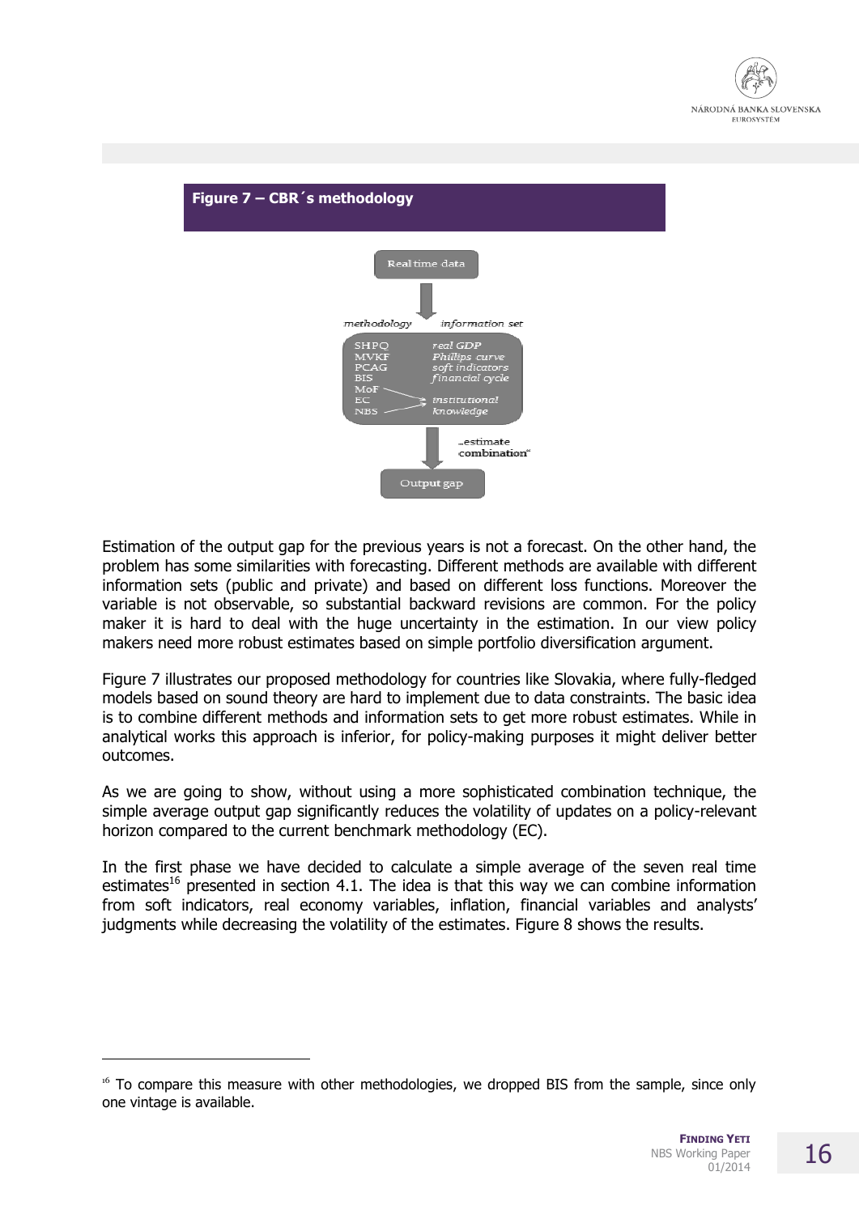**Figure 7 – CBR´s methodology**

Real time data

*methodology* | *information set*

SHPQ — *real GDP*
MVKF — *Phillips curve*
PCAG — *soft indicators*
BIS — *financial cycle*
MoF, EC, NBS — *institutional knowledge*

„estimate combination"

Output gap

Estimation of the output gap for the previous years is not a forecast. On the other hand, the problem has some similarities with forecasting. Different methods are available with different information sets (public and private) and based on different loss functions. Moreover the variable is not observable, so substantial backward revisions are common. For the policy maker it is hard to deal with the huge uncertainty in the estimation. In our view policy makers need more robust estimates based on simple portfolio diversification argument.

Figure 7 illustrates our proposed methodology for countries like Slovakia, where fully-fledged models based on sound theory are hard to implement due to data constraints. The basic idea is to combine different methods and information sets to get more robust estimates. While in analytical works this approach is inferior, for policy-making purposes it might deliver better outcomes.

As we are going to show, without using a more sophisticated combination technique, the simple average output gap significantly reduces the volatility of updates on a policy-relevant horizon compared to the current benchmark methodology (EC).

In the first phase we have decided to calculate a simple average of the seven real time estimates[16] presented in section 4.1. The idea is that this way we can combine information from soft indicators, real economy variables, inflation, financial variables and analysts' judgments while decreasing the volatility of the estimates. Figure 8 shows the results.

[16] To compare this measure with other methodologies, we dropped BIS from the sample, since only one vintage is available.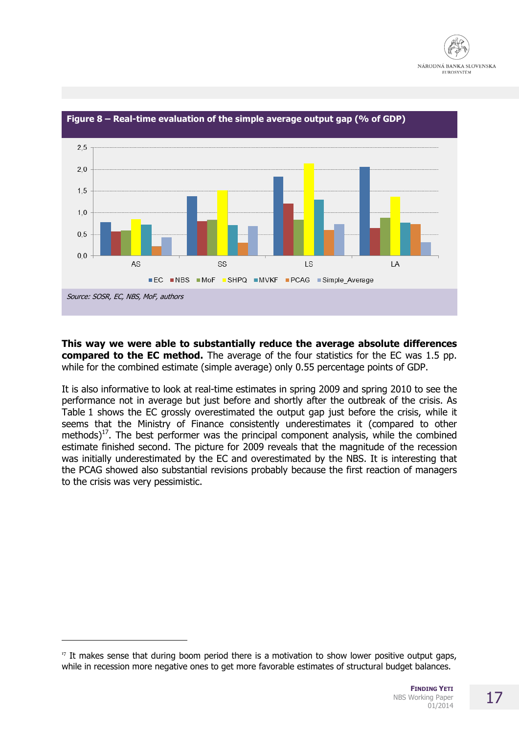**Figure 8 – Real-time evaluation of the simple average output gap (% of GDP)**

*Source: SOSR, EC, NBS, MoF, authors*

**This way we were able to substantially reduce the average absolute differences compared to the EC method.** The average of the four statistics for the EC was 1.5 pp. while for the combined estimate (simple average) only 0.55 percentage points of GDP.

It is also informative to look at real-time estimates in spring 2009 and spring 2010 to see the performance not in average but just before and shortly after the outbreak of the crisis. As Table 1 shows the EC grossly overestimated the output gap just before the crisis, while it seems that the Ministry of Finance consistently underestimates it (compared to other methods)[17]. The best performer was the principal component analysis, while the combined estimate finished second. The picture for 2009 reveals that the magnitude of the recession was initially underestimated by the EC and overestimated by the NBS. It is interesting that the PCAG showed also substantial revisions probably because the first reaction of managers to the crisis was very pessimistic.

---

[17] It makes sense that during boom period there is a motivation to show lower positive output gaps, while in recession more negative ones to get more favorable estimates of structural budget balances.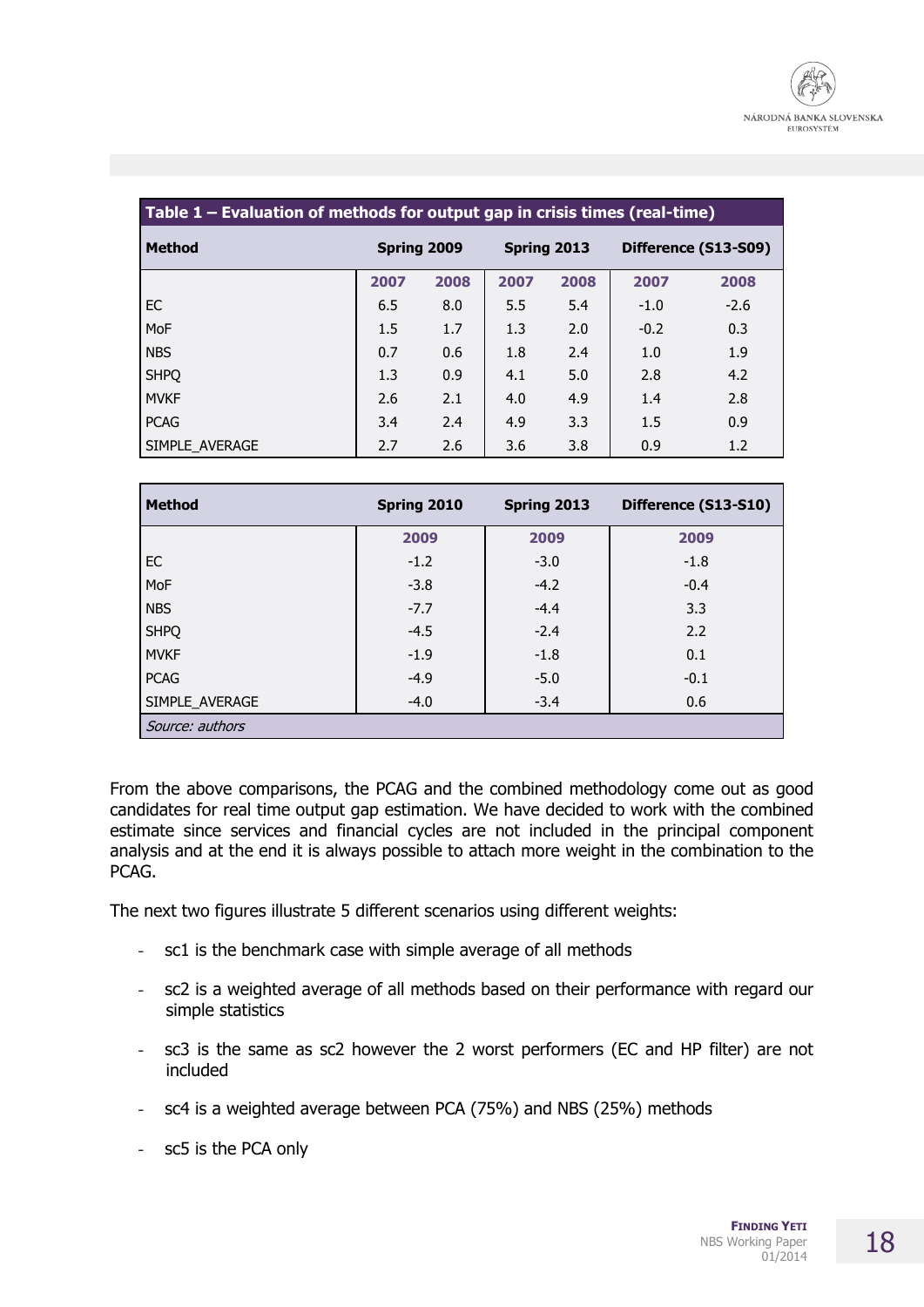**Table 1 – Evaluation of methods for output gap in crisis times (real-time)**

| Method | Spring 2009 | | Spring 2013 | | Difference (S13-S09) | |
|---|---|---|---|---|---|---|
| | 2007 | 2008 | 2007 | 2008 | 2007 | 2008 |
| EC | 6.5 | 8.0 | 5.5 | 5.4 | -1.0 | -2.6 |
| MoF | 1.5 | 1.7 | 1.3 | 2.0 | -0.2 | 0.3 |
| NBS | 0.7 | 0.6 | 1.8 | 2.4 | 1.0 | 1.9 |
| SHPQ | 1.3 | 0.9 | 4.1 | 5.0 | 2.8 | 4.2 |
| MVKF | 2.6 | 2.1 | 4.0 | 4.9 | 1.4 | 2.8 |
| PCAG | 3.4 | 2.4 | 4.9 | 3.3 | 1.5 | 0.9 |
| SIMPLE_AVERAGE | 2.7 | 2.6 | 3.6 | 3.8 | 0.9 | 1.2 |

| Method | Spring 2010 | Spring 2013 | Difference (S13-S10) |
|---|---|---|---|
| | 2009 | 2009 | 2009 |
| EC | -1.2 | -3.0 | -1.8 |
| MoF | -3.8 | -4.2 | -0.4 |
| NBS | -7.7 | -4.4 | 3.3 |
| SHPQ | -4.5 | -2.4 | 2.2 |
| MVKF | -1.9 | -1.8 | 0.1 |
| PCAG | -4.9 | -5.0 | -0.1 |
| SIMPLE_AVERAGE | -4.0 | -3.4 | 0.6 |

*Source: authors*

From the above comparisons, the PCAG and the combined methodology come out as good candidates for real time output gap estimation. We have decided to work with the combined estimate since services and financial cycles are not included in the principal component analysis and at the end it is always possible to attach more weight in the combination to the PCAG.

The next two figures illustrate 5 different scenarios using different weights:

- sc1 is the benchmark case with simple average of all methods
- sc2 is a weighted average of all methods based on their performance with regard our simple statistics
- sc3 is the same as sc2 however the 2 worst performers (EC and HP filter) are not included
- sc4 is a weighted average between PCA (75%) and NBS (25%) methods
- sc5 is the PCA only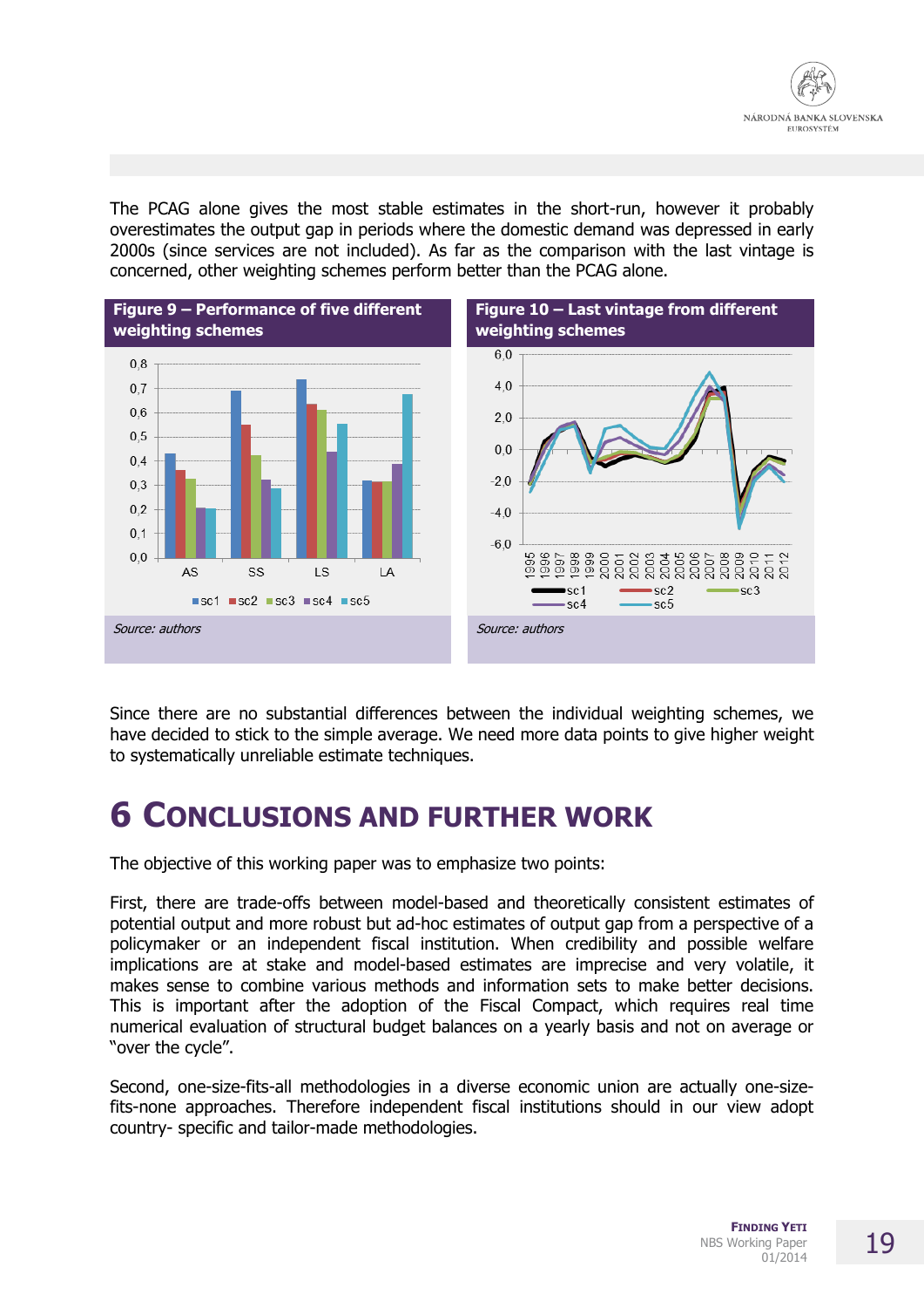The PCAG alone gives the most stable estimates in the short-run, however it probably overestimates the output gap in periods where the domestic demand was depressed in early 2000s (since services are not included). As far as the comparison with the last vintage is concerned, other weighting schemes perform better than the PCAG alone.

**Figure 9 – Performance of five different weighting schemes**

*Source: authors*

**Figure 10 – Last vintage from different weighting schemes**

*Source: authors*

Since there are no substantial differences between the individual weighting schemes, we have decided to stick to the simple average. We need more data points to give higher weight to systematically unreliable estimate techniques.

# 6 Conclusions and Further Work

The objective of this working paper was to emphasize two points:

First, there are trade-offs between model-based and theoretically consistent estimates of potential output and more robust but ad-hoc estimates of output gap from a perspective of a policymaker or an independent fiscal institution. When credibility and possible welfare implications are at stake and model-based estimates are imprecise and very volatile, it makes sense to combine various methods and information sets to make better decisions. This is important after the adoption of the Fiscal Compact, which requires real time numerical evaluation of structural budget balances on a yearly basis and not on average or "over the cycle".

Second, one-size-fits-all methodologies in a diverse economic union are actually one-size-fits-none approaches. Therefore independent fiscal institutions should in our view adopt country- specific and tailor-made methodologies.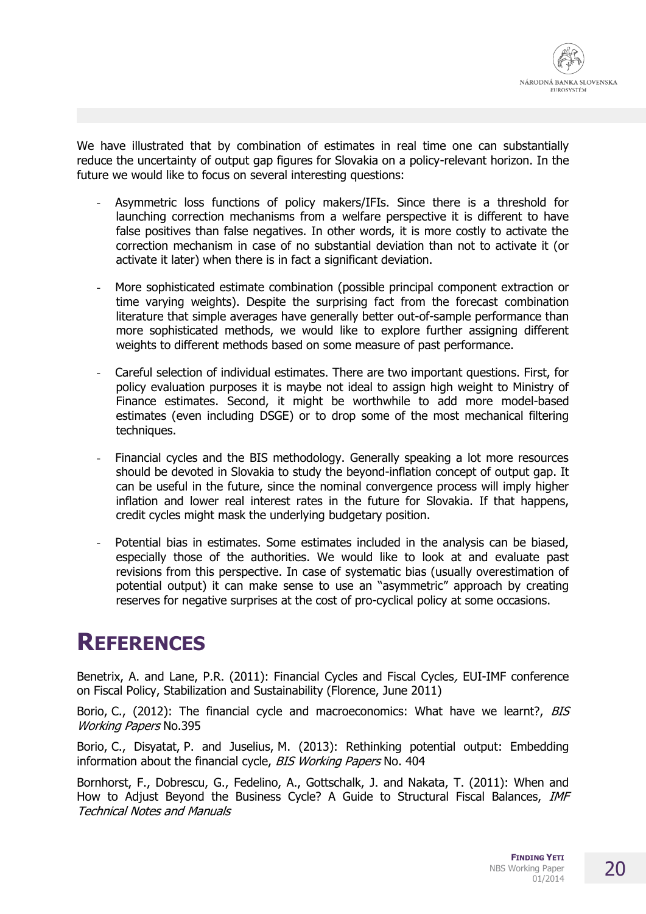We have illustrated that by combination of estimates in real time one can substantially reduce the uncertainty of output gap figures for Slovakia on a policy-relevant horizon. In the future we would like to focus on several interesting questions:

- Asymmetric loss functions of policy makers/IFIs. Since there is a threshold for launching correction mechanisms from a welfare perspective it is different to have false positives than false negatives. In other words, it is more costly to activate the correction mechanism in case of no substantial deviation than not to activate it (or activate it later) when there is in fact a significant deviation.

- More sophisticated estimate combination (possible principal component extraction or time varying weights). Despite the surprising fact from the forecast combination literature that simple averages have generally better out-of-sample performance than more sophisticated methods, we would like to explore further assigning different weights to different methods based on some measure of past performance.

- Careful selection of individual estimates. There are two important questions. First, for policy evaluation purposes it is maybe not ideal to assign high weight to Ministry of Finance estimates. Second, it might be worthwhile to add more model-based estimates (even including DSGE) or to drop some of the most mechanical filtering techniques.

- Financial cycles and the BIS methodology. Generally speaking a lot more resources should be devoted in Slovakia to study the beyond-inflation concept of output gap. It can be useful in the future, since the nominal convergence process will imply higher inflation and lower real interest rates in the future for Slovakia. If that happens, credit cycles might mask the underlying budgetary position.

- Potential bias in estimates. Some estimates included in the analysis can be biased, especially those of the authorities. We would like to look at and evaluate past revisions from this perspective. In case of systematic bias (usually overestimation of potential output) it can make sense to use an "asymmetric" approach by creating reserves for negative surprises at the cost of pro-cyclical policy at some occasions.

# References

Benetrix, A. and Lane, P.R. (2011): Financial Cycles and Fiscal Cycles*,* EUI-IMF conference on Fiscal Policy, Stabilization and Sustainability (Florence, June 2011)

Borio, C., (2012): The financial cycle and macroeconomics: What have we learnt?, *BIS Working Papers* No.395

Borio, C., Disyatat, P. and Juselius, M. (2013): Rethinking potential output: Embedding information about the financial cycle, *BIS Working Papers* No. 404

Bornhorst, F., Dobrescu, G., Fedelino, A., Gottschalk, J. and Nakata, T. (2011): When and How to Adjust Beyond the Business Cycle? A Guide to Structural Fiscal Balances, *IMF Technical Notes and Manuals*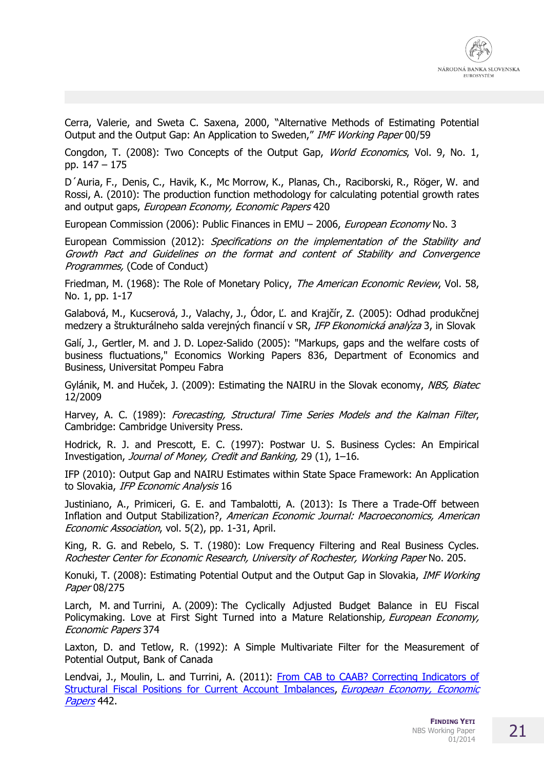Cerra, Valerie, and Sweta C. Saxena, 2000, "Alternative Methods of Estimating Potential Output and the Output Gap: An Application to Sweden," *IMF Working Paper* 00/59

Congdon, T. (2008): Two Concepts of the Output Gap, *World Economics*, Vol. 9, No. 1, pp. 147 – 175

D´Auria, F., Denis, C., Havik, K., Mc Morrow, K., Planas, Ch., Raciborski, R., Röger, W. and Rossi, A. (2010): The production function methodology for calculating potential growth rates and output gaps, *European Economy, Economic Papers* 420

European Commission (2006): Public Finances in EMU – 2006, *European Economy* No. 3

European Commission (2012): *Specifications on the implementation of the Stability and Growth Pact and Guidelines on the format and content of Stability and Convergence Programmes,* (Code of Conduct)

Friedman, M. (1968): The Role of Monetary Policy, *The American Economic Review*, Vol. 58, No. 1, pp. 1-17

Galabová, M., Kucserová, J., Valachy, J., Ódor, Ľ. and Krajčír, Z. (2005): Odhad produkčnej medzery a štrukturálneho salda verejných financií v SR, *IFP Ekonomická analýza* 3, in Slovak

Galí, J., Gertler, M. and J. D. Lopez-Salido (2005): "Markups, gaps and the welfare costs of business fluctuations," Economics Working Papers 836, Department of Economics and Business, Universitat Pompeu Fabra

Gylánik, M. and Huček, J. (2009): Estimating the NAIRU in the Slovak economy, *NBS, Biatec* 12/2009

Harvey, A. C. (1989): *Forecasting, Structural Time Series Models and the Kalman Filter*, Cambridge: Cambridge University Press.

Hodrick, R. J. and Prescott, E. C. (1997): Postwar U. S. Business Cycles: An Empirical Investigation, *Journal of Money, Credit and Banking,* 29 (1), 1–16.

IFP (2010): Output Gap and NAIRU Estimates within State Space Framework: An Application to Slovakia, *IFP Economic Analysis* 16

Justiniano, A., Primiceri, G. E. and Tambalotti, A. (2013): Is There a Trade-Off between Inflation and Output Stabilization?, *American Economic Journal: Macroeconomics, American Economic Association*, vol. 5(2), pp. 1-31, April.

King, R. G. and Rebelo, S. T. (1980): Low Frequency Filtering and Real Business Cycles. *Rochester Center for Economic Research, University of Rochester, Working Paper* No. 205.

Konuki, T. (2008): Estimating Potential Output and the Output Gap in Slovakia, *IMF Working Paper* 08/275

Larch, M. and Turrini, A. (2009): The Cyclically Adjusted Budget Balance in EU Fiscal Policymaking. Love at First Sight Turned into a Mature Relationship*, European Economy, Economic Papers* 374

Laxton, D. and Tetlow, R. (1992): A Simple Multivariate Filter for the Measurement of Potential Output, Bank of Canada

Lendvai, J., Moulin, L. and Turrini, A. (2011): From CAB to CAAB? Correcting Indicators of Structural Fiscal Positions for Current Account Imbalances, *European Economy, Economic Papers* 442.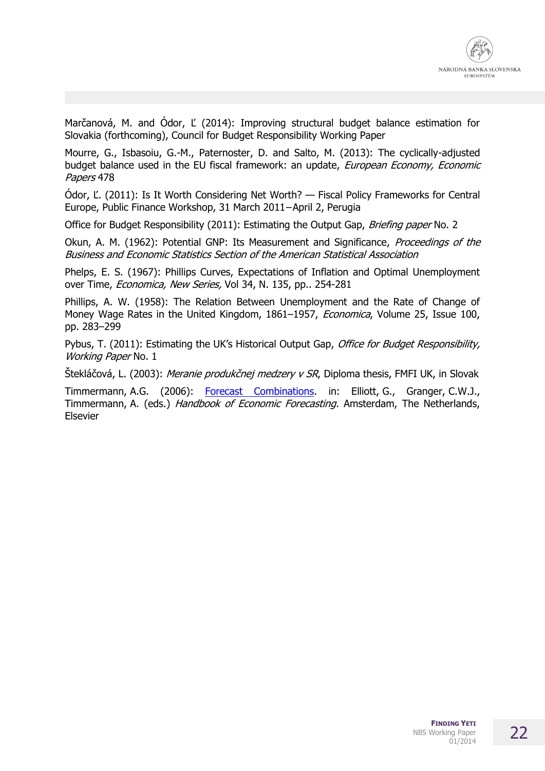Marčanová, M. and Ódor, Ľ (2014): Improving structural budget balance estimation for Slovakia (forthcoming), Council for Budget Responsibility Working Paper

Mourre, G., Isbasoiu, G.-M., Paternoster, D. and Salto, M. (2013): The cyclically-adjusted budget balance used in the EU fiscal framework: an update, *European Economy, Economic Papers* 478

Ódor, Ľ. (2011): Is It Worth Considering Net Worth? — Fiscal Policy Frameworks for Central Europe, Public Finance Workshop, 31 March 2011–April 2, Perugia

Office for Budget Responsibility (2011): Estimating the Output Gap, *Briefing paper* No. 2

Okun, A. M. (1962): Potential GNP: Its Measurement and Significance, *Proceedings of the Business and Economic Statistics Section of the American Statistical Association*

Phelps, E. S. (1967): Phillips Curves, Expectations of Inflation and Optimal Unemployment over Time, *Economica, New Series,* Vol 34, N. 135, pp.. 254-281

Phillips, A. W. (1958): The Relation Between Unemployment and the Rate of Change of Money Wage Rates in the United Kingdom, 1861–1957, *Economica*, Volume 25, Issue 100, pp. 283–299

Pybus, T. (2011): Estimating the UK's Historical Output Gap, *Office for Budget Responsibility, Working Paper* No. 1

Štekláčová, L. (2003): *Meranie produkčnej medzery v SR*, Diploma thesis, FMFI UK, in Slovak

Timmermann, A.G. (2006): Forecast Combinations. in: Elliott, G., Granger, C.W.J., Timmermann, A. (eds.) *Handbook of Economic Forecasting.* Amsterdam, The Netherlands, Elsevier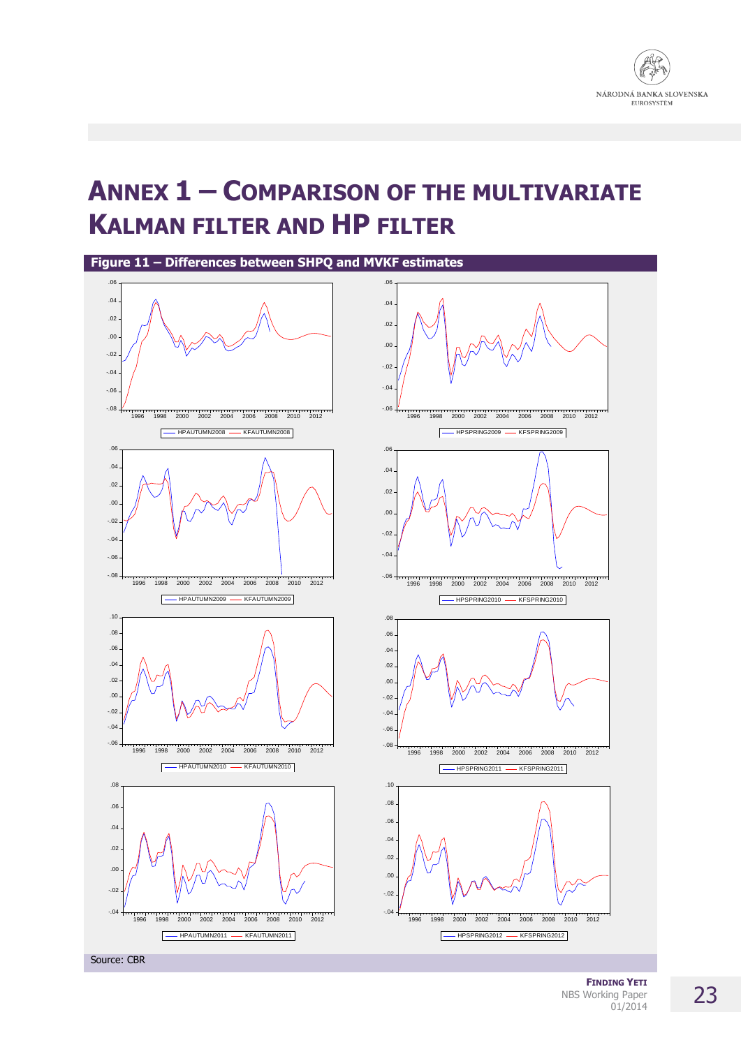# ANNEX 1 – COMPARISON OF THE MULTIVARIATE KALMAN FILTER AND HP FILTER

**Figure 11 – Differences between SHPQ and MVKF estimates**

Source: CBR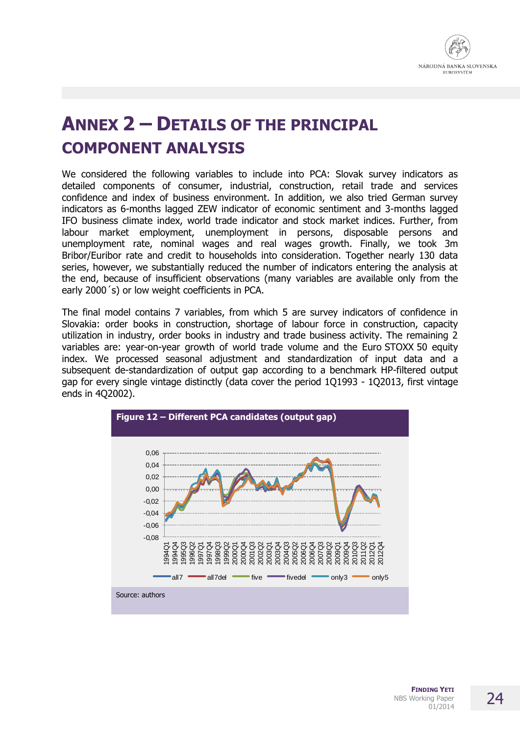# ANNEX 2 – DETAILS OF THE PRINCIPAL COMPONENT ANALYSIS

We considered the following variables to include into PCA: Slovak survey indicators as detailed components of consumer, industrial, construction, retail trade and services confidence and index of business environment. In addition, we also tried German survey indicators as 6-months lagged ZEW indicator of economic sentiment and 3-months lagged IFO business climate index, world trade indicator and stock market indices. Further, from labour market employment, unemployment in persons, disposable persons and unemployment rate, nominal wages and real wages growth. Finally, we took 3m Bribor/Euribor rate and credit to households into consideration. Together nearly 130 data series, however, we substantially reduced the number of indicators entering the analysis at the end, because of insufficient observations (many variables are available only from the early 2000´s) or low weight coefficients in PCA.

The final model contains 7 variables, from which 5 are survey indicators of confidence in Slovakia: order books in construction, shortage of labour force in construction, capacity utilization in industry, order books in industry and trade business activity. The remaining 2 variables are: year-on-year growth of world trade volume and the Euro STOXX 50 equity index. We processed seasonal adjustment and standardization of input data and a subsequent de-standardization of output gap according to a benchmark HP-filtered output gap for every single vintage distinctly (data cover the period 1Q1993 - 1Q2013, first vintage ends in 4Q2002).

**Figure 12 – Different PCA candidates (output gap)**

Source: authors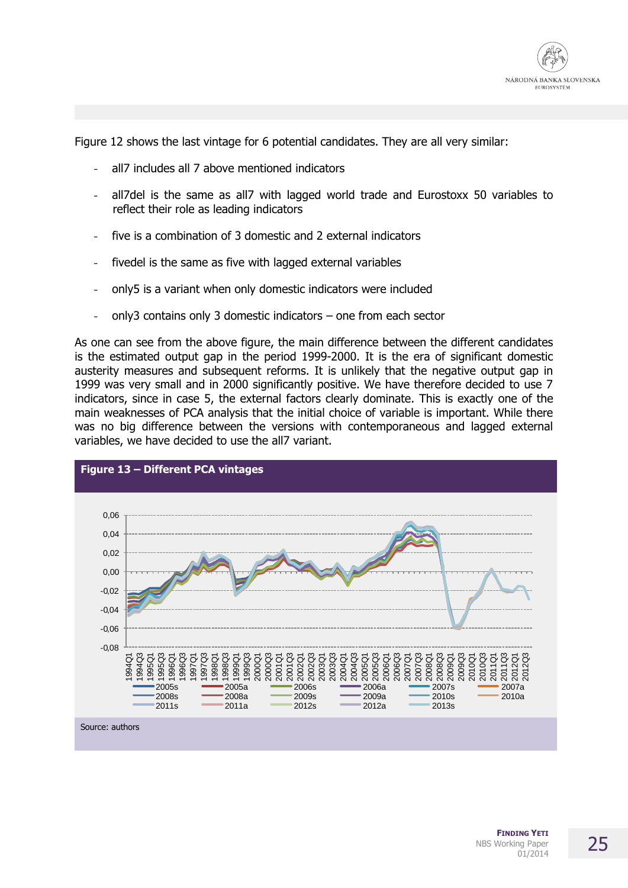Figure 12 shows the last vintage for 6 potential candidates. They are all very similar:

- all7 includes all 7 above mentioned indicators
- all7del is the same as all7 with lagged world trade and Eurostoxx 50 variables to reflect their role as leading indicators
- five is a combination of 3 domestic and 2 external indicators
- fivedel is the same as five with lagged external variables
- only5 is a variant when only domestic indicators were included
- only3 contains only 3 domestic indicators – one from each sector

As one can see from the above figure, the main difference between the different candidates is the estimated output gap in the period 1999-2000. It is the era of significant domestic austerity measures and subsequent reforms. It is unlikely that the negative output gap in 1999 was very small and in 2000 significantly positive. We have therefore decided to use 7 indicators, since in case 5, the external factors clearly dominate. This is exactly one of the main weaknesses of PCA analysis that the initial choice of variable is important. While there was no big difference between the versions with contemporaneous and lagged external variables, we have decided to use the all7 variant.

**Figure 13 – Different PCA vintages**

Source: authors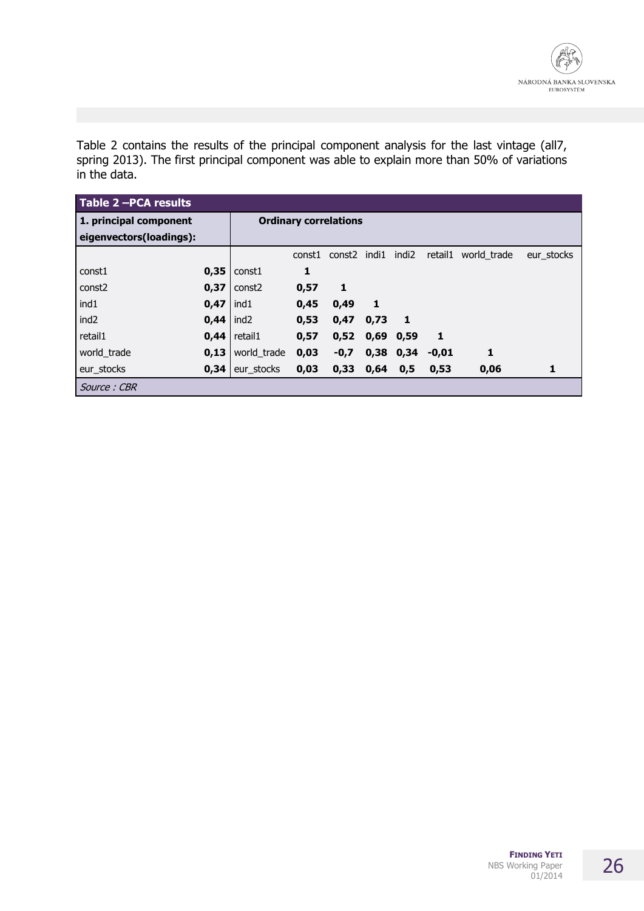Table 2 contains the results of the principal component analysis for the last vintage (all7, spring 2013). The first principal component was able to explain more than 50% of variations in the data.

**Table 2 –PCA results**

| 1. principal component eigenvectors(loadings): | | Ordinary correlations | | | | | | | |
|---|---|---|---|---|---|---|---|---|---|
| | | | const1 | const2 | indi1 | indi2 | retail1 | world_trade | eur_stocks |
| const1 | **0,35** | const1 | **1** | | | | | | |
| const2 | **0,37** | const2 | **0,57** | **1** | | | | | |
| ind1 | **0,47** | ind1 | **0,45** | **0,49** | **1** | | | | |
| ind2 | **0,44** | ind2 | **0,53** | **0,47** | **0,73** | **1** | | | |
| retail1 | **0,44** | retail1 | **0,57** | **0,52** | **0,69** | **0,59** | **1** | | |
| world_trade | **0,13** | world_trade | **0,03** | **-0,7** | **0,38** | **0,34** | **-0,01** | **1** | |
| eur_stocks | **0,34** | eur_stocks | **0,03** | **0,33** | **0,64** | **0,5** | **0,53** | **0,06** | **1** |

*Source : CBR*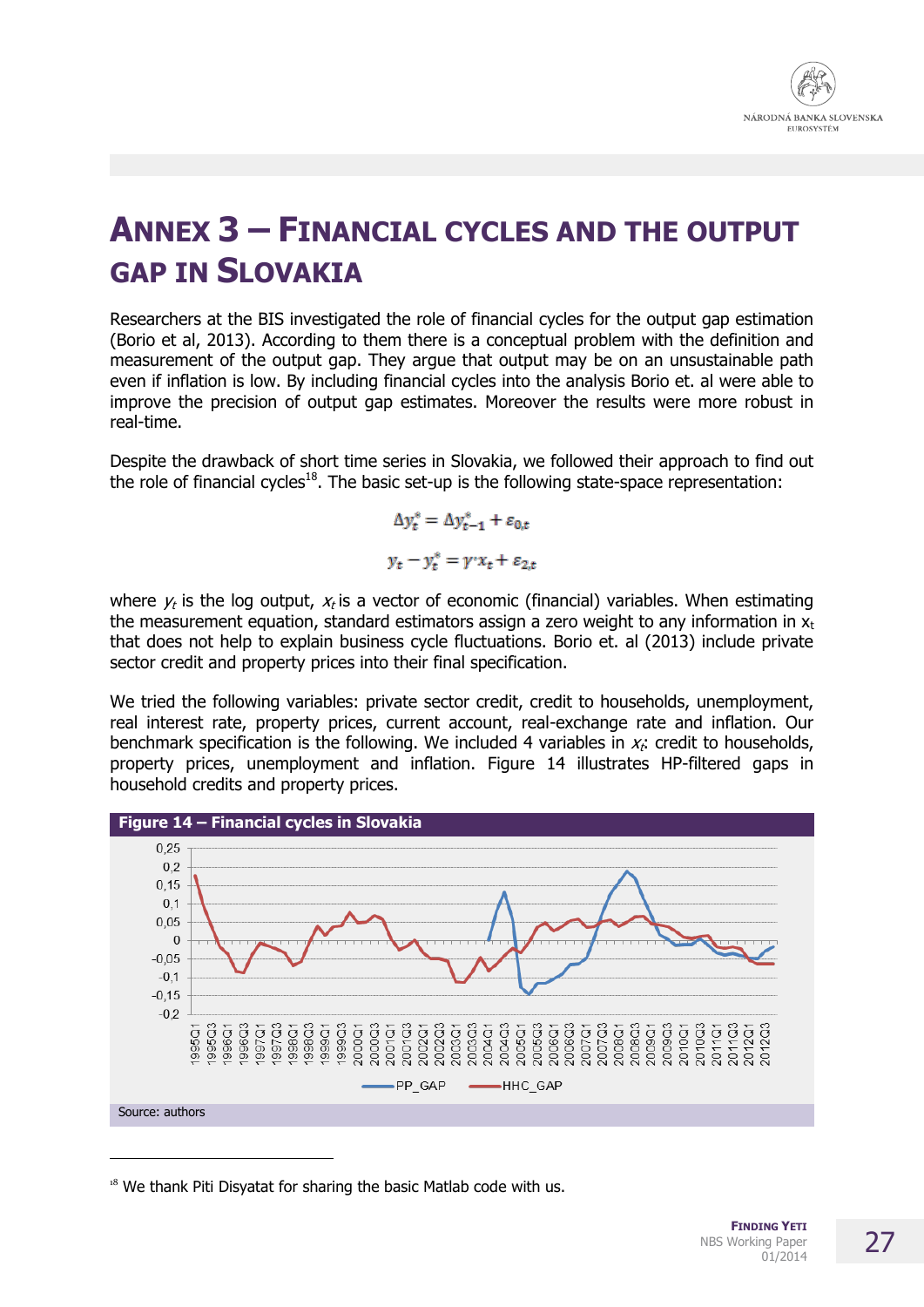# ANNEX 3 – FINANCIAL CYCLES AND THE OUTPUT GAP IN SLOVAKIA

Researchers at the BIS investigated the role of financial cycles for the output gap estimation (Borio et al, 2013). According to them there is a conceptual problem with the definition and measurement of the output gap. They argue that output may be on an unsustainable path even if inflation is low. By including financial cycles into the analysis Borio et. al were able to improve the precision of output gap estimates. Moreover the results were more robust in real-time.

Despite the drawback of short time series in Slovakia, we followed their approach to find out the role of financial cycles[18]. The basic set-up is the following state-space representation:

$$\Delta y_t^* = \Delta y_{t-1}^* + \varepsilon_{0,t}$$

$$y_t - y_t^* = \gamma' x_t + \varepsilon_{2,t}$$

where $y_t$ is the log output, $x_t$ is a vector of economic (financial) variables. When estimating the measurement equation, standard estimators assign a zero weight to any information in $x_t$ that does not help to explain business cycle fluctuations. Borio et. al (2013) include private sector credit and property prices into their final specification.

We tried the following variables: private sector credit, credit to households, unemployment, real interest rate, property prices, current account, real-exchange rate and inflation. Our benchmark specification is the following. We included 4 variables in $x_t$: credit to households, property prices, unemployment and inflation. Figure 14 illustrates HP-filtered gaps in household credits and property prices.

**Figure 14 – Financial cycles in Slovakia**

Source: authors

[18] We thank Piti Disyatat for sharing the basic Matlab code with us.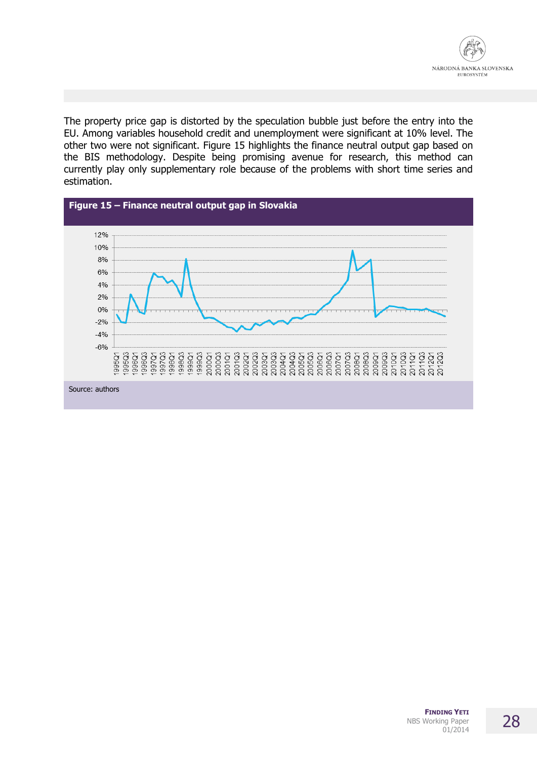The property price gap is distorted by the speculation bubble just before the entry into the EU. Among variables household credit and unemployment were significant at 10% level. The other two were not significant. Figure 15 highlights the finance neutral output gap based on the BIS methodology. Despite being promising avenue for research, this method can currently play only supplementary role because of the problems with short time series and estimation.

**Figure 15 – Finance neutral output gap in Slovakia**

Source: authors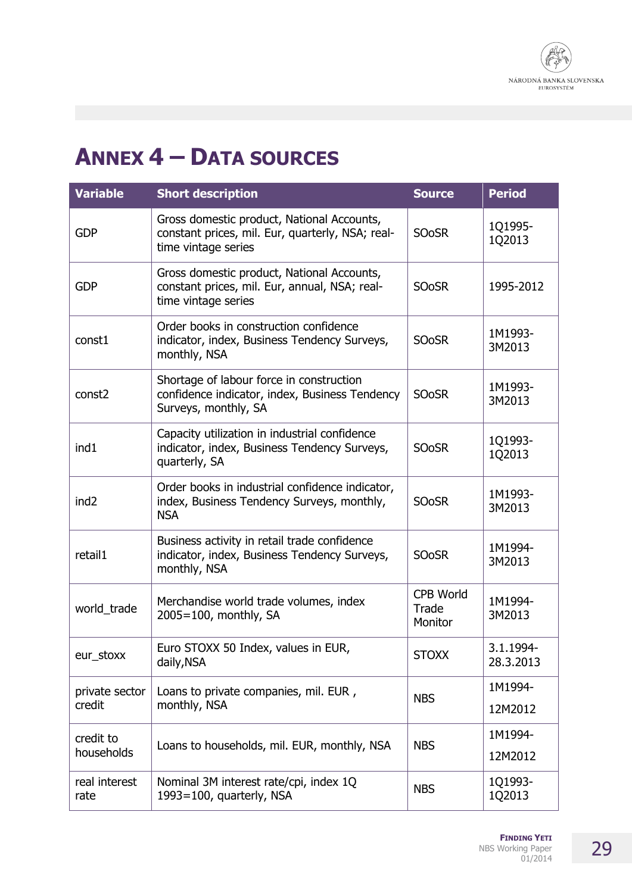# ANNEX 4 – DATA SOURCES

| Variable | Short description | Source | Period |
|---|---|---|---|
| GDP | Gross domestic product, National Accounts, constant prices, mil. Eur, quarterly, NSA; real-time vintage series | SOoSR | 1Q1995-1Q2013 |
| GDP | Gross domestic product, National Accounts, constant prices, mil. Eur, annual, NSA; real-time vintage series | SOoSR | 1995-2012 |
| const1 | Order books in construction confidence indicator, index, Business Tendency Surveys, monthly, NSA | SOoSR | 1M1993-3M2013 |
| const2 | Shortage of labour force in construction confidence indicator, index, Business Tendency Surveys, monthly, SA | SOoSR | 1M1993-3M2013 |
| ind1 | Capacity utilization in industrial confidence indicator, index, Business Tendency Surveys, quarterly, SA | SOoSR | 1Q1993-1Q2013 |
| ind2 | Order books in industrial confidence indicator, index, Business Tendency Surveys, monthly, NSA | SOoSR | 1M1993-3M2013 |
| retail1 | Business activity in retail trade confidence indicator, index, Business Tendency Surveys, monthly, NSA | SOoSR | 1M1994-3M2013 |
| world_trade | Merchandise world trade volumes, index 2005=100, monthly, SA | CPB World Trade Monitor | 1M1994-3M2013 |
| eur_stoxx | Euro STOXX 50 Index, values in EUR, daily,NSA | STOXX | 3.1.1994-28.3.2013 |
| private sector credit | Loans to private companies, mil. EUR , monthly, NSA | NBS | 1M1994-12M2012 |
| credit to households | Loans to households, mil. EUR, monthly, NSA | NBS | 1M1994-12M2012 |
| real interest rate | Nominal 3M interest rate/cpi, index 1Q 1993=100, quarterly, NSA | NBS | 1Q1993-1Q2013 |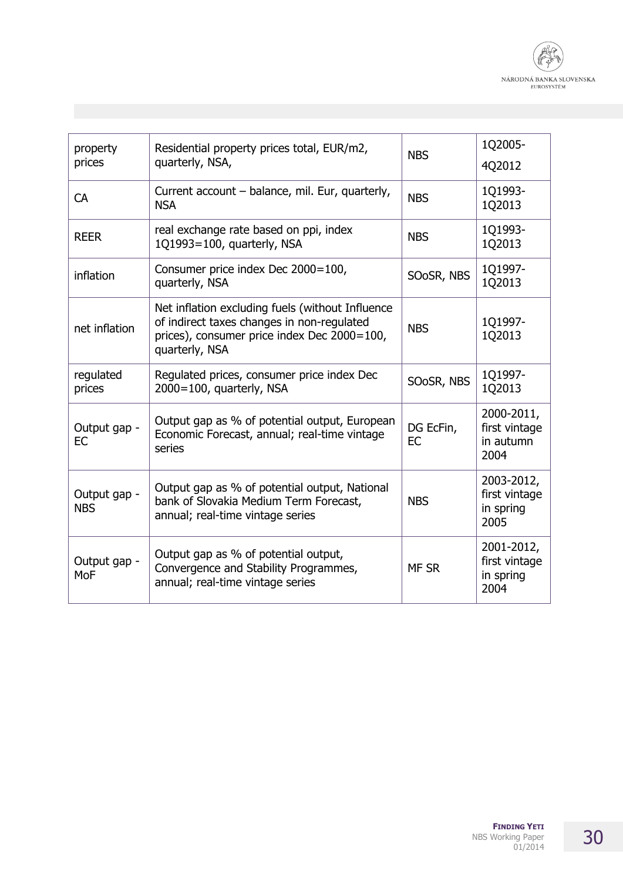| | | | |
|---|---|---|---|
| property prices | Residential property prices total, EUR/m2, quarterly, NSA, | NBS | 1Q2005-4Q2012 |
| CA | Current account – balance, mil. Eur, quarterly, NSA | NBS | 1Q1993-1Q2013 |
| REER | real exchange rate based on ppi, index 1Q1993=100, quarterly, NSA | NBS | 1Q1993-1Q2013 |
| inflation | Consumer price index Dec 2000=100, quarterly, NSA | SOoSR, NBS | 1Q1997-1Q2013 |
| net inflation | Net inflation excluding fuels (without Influence of indirect taxes changes in non-regulated prices), consumer price index Dec 2000=100, quarterly, NSA | NBS | 1Q1997-1Q2013 |
| regulated prices | Regulated prices, consumer price index Dec 2000=100, quarterly, NSA | SOoSR, NBS | 1Q1997-1Q2013 |
| Output gap - EC | Output gap as % of potential output, European Economic Forecast, annual; real-time vintage series | DG EcFin, EC | 2000-2011, first vintage in autumn 2004 |
| Output gap - NBS | Output gap as % of potential output, National bank of Slovakia Medium Term Forecast, annual; real-time vintage series | NBS | 2003-2012, first vintage in spring 2005 |
| Output gap - MoF | Output gap as % of potential output, Convergence and Stability Programmes, annual; real-time vintage series | MF SR | 2001-2012, first vintage in spring 2004 |